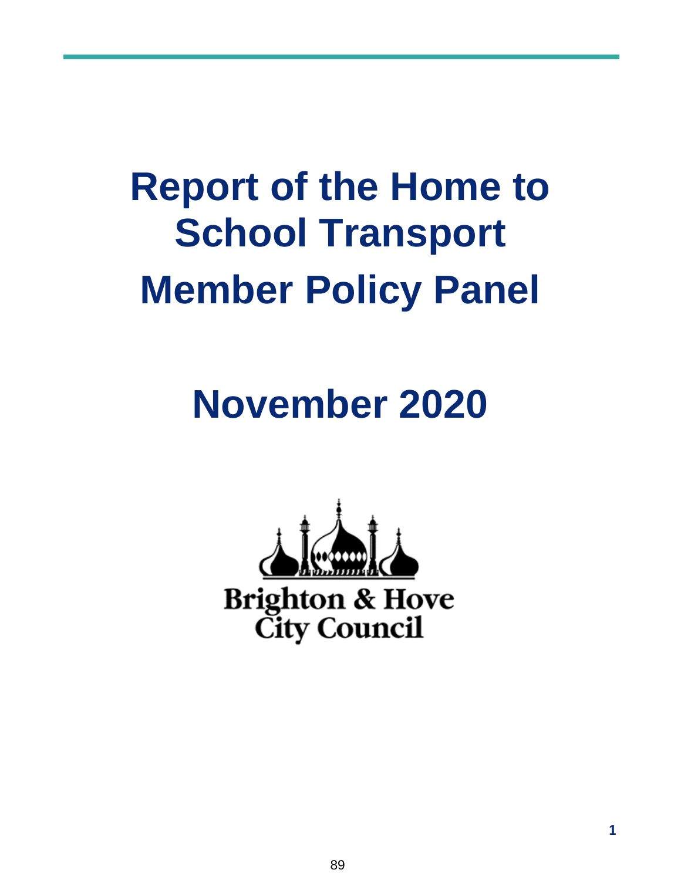# Report of the Home to School Transport Member Policy Panel

# November 2020

Brighton & Hove
City Council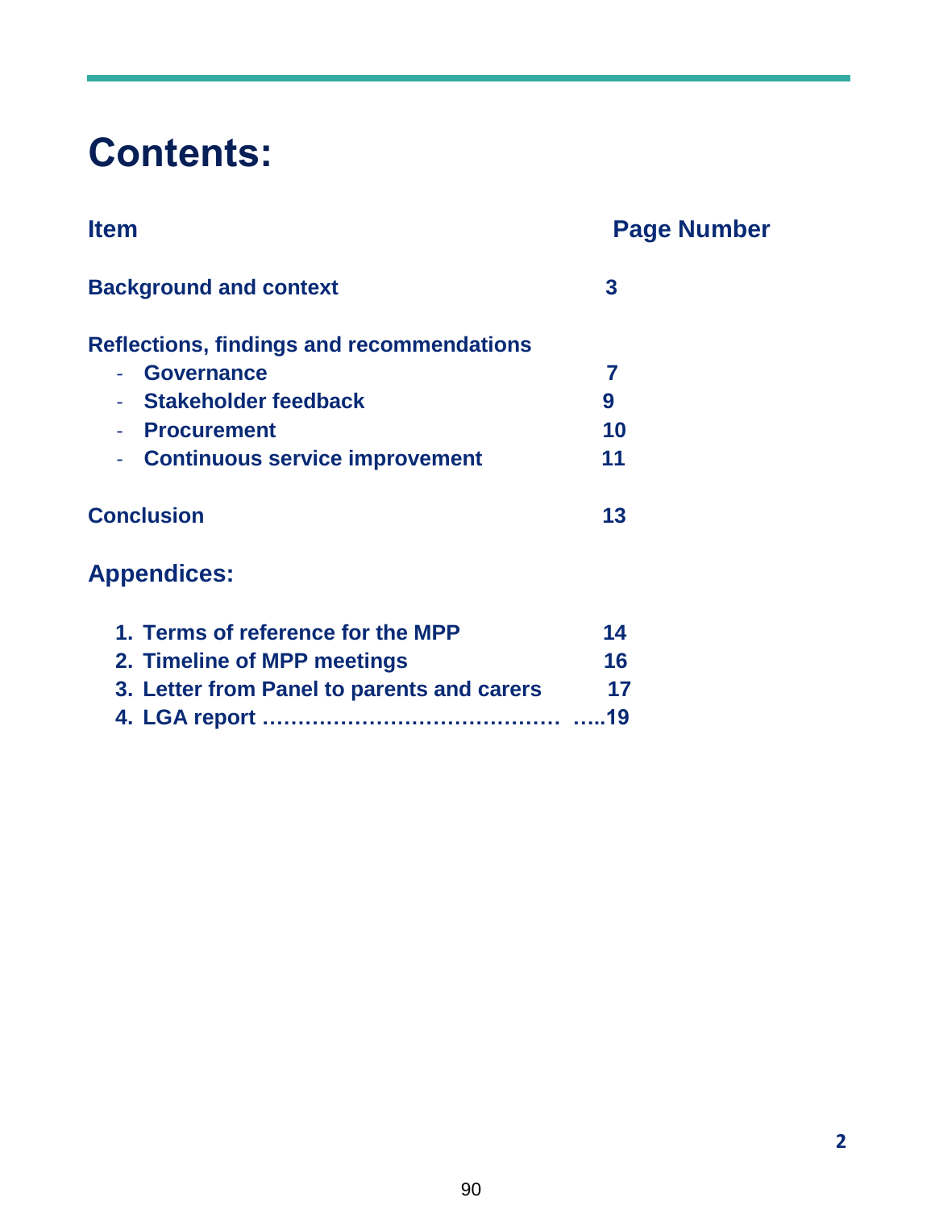# Contents:

| Item | Page Number |
|---|---|
| **Background and context** | **3** |
| **Reflections, findings and recommendations** | |
| - **Governance** | **7** |
| - **Stakeholder feedback** | **9** |
| - **Procurement** | **10** |
| - **Continuous service improvement** | **11** |
| **Conclusion** | **13** |

## Appendices:

1. **Terms of reference for the MPP** — **14**
2. **Timeline of MPP meetings** — **16**
3. **Letter from Panel to parents and carers** — **17**
4. **LGA report ……………………………………  …..19**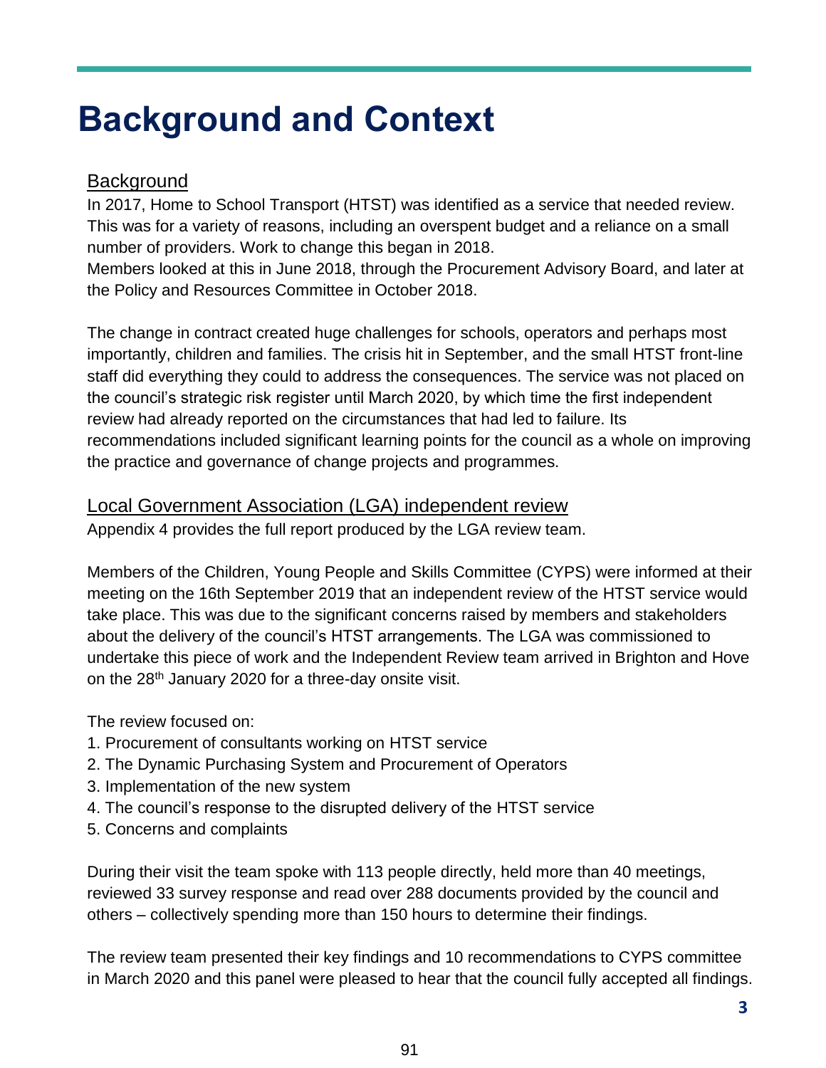# Background and Context

## Background

In 2017, Home to School Transport (HTST) was identified as a service that needed review. This was for a variety of reasons, including an overspent budget and a reliance on a small number of providers. Work to change this began in 2018.

Members looked at this in June 2018, through the Procurement Advisory Board, and later at the Policy and Resources Committee in October 2018.

The change in contract created huge challenges for schools, operators and perhaps most importantly, children and families. The crisis hit in September, and the small HTST front-line staff did everything they could to address the consequences. The service was not placed on the council's strategic risk register until March 2020, by which time the first independent review had already reported on the circumstances that had led to failure. Its recommendations included significant learning points for the council as a whole on improving the practice and governance of change projects and programmes.

## Local Government Association (LGA) independent review

Appendix 4 provides the full report produced by the LGA review team.

Members of the Children, Young People and Skills Committee (CYPS) were informed at their meeting on the 16th September 2019 that an independent review of the HTST service would take place. This was due to the significant concerns raised by members and stakeholders about the delivery of the council's HTST arrangements. The LGA was commissioned to undertake this piece of work and the Independent Review team arrived in Brighton and Hove on the 28th January 2020 for a three-day onsite visit.

The review focused on:

1. Procurement of consultants working on HTST service
2. The Dynamic Purchasing System and Procurement of Operators
3. Implementation of the new system
4. The council's response to the disrupted delivery of the HTST service
5. Concerns and complaints

During their visit the team spoke with 113 people directly, held more than 40 meetings, reviewed 33 survey response and read over 288 documents provided by the council and others – collectively spending more than 150 hours to determine their findings.

The review team presented their key findings and 10 recommendations to CYPS committee in March 2020 and this panel were pleased to hear that the council fully accepted all findings.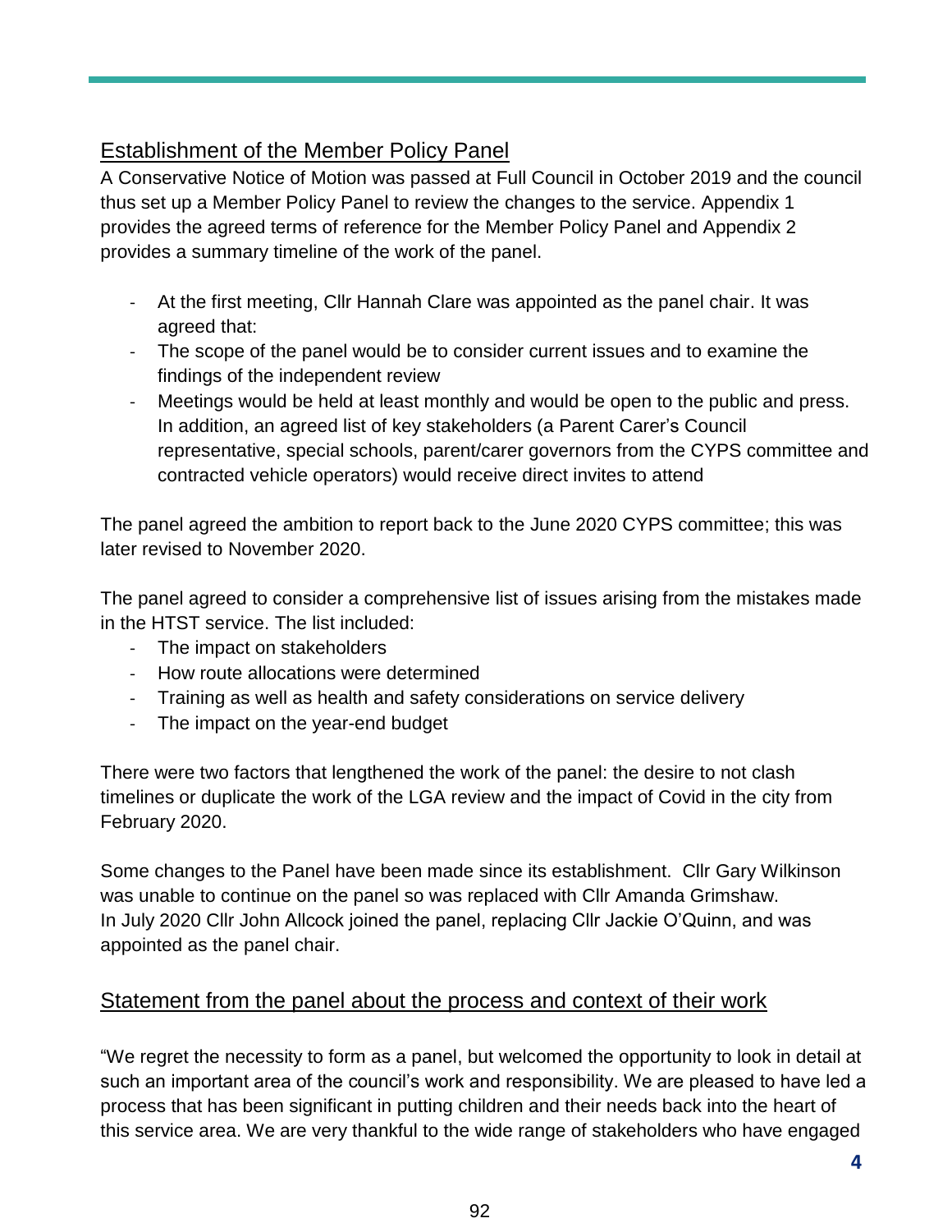## Establishment of the Member Policy Panel

A Conservative Notice of Motion was passed at Full Council in October 2019 and the council thus set up a Member Policy Panel to review the changes to the service. Appendix 1 provides the agreed terms of reference for the Member Policy Panel and Appendix 2 provides a summary timeline of the work of the panel.

- At the first meeting, Cllr Hannah Clare was appointed as the panel chair. It was agreed that:
- The scope of the panel would be to consider current issues and to examine the findings of the independent review
- Meetings would be held at least monthly and would be open to the public and press. In addition, an agreed list of key stakeholders (a Parent Carer's Council representative, special schools, parent/carer governors from the CYPS committee and contracted vehicle operators) would receive direct invites to attend

The panel agreed the ambition to report back to the June 2020 CYPS committee; this was later revised to November 2020.

The panel agreed to consider a comprehensive list of issues arising from the mistakes made in the HTST service. The list included:

- The impact on stakeholders
- How route allocations were determined
- Training as well as health and safety considerations on service delivery
- The impact on the year-end budget

There were two factors that lengthened the work of the panel: the desire to not clash timelines or duplicate the work of the LGA review and the impact of Covid in the city from February 2020.

Some changes to the Panel have been made since its establishment. Cllr Gary Wilkinson was unable to continue on the panel so was replaced with Cllr Amanda Grimshaw. In July 2020 Cllr John Allcock joined the panel, replacing Cllr Jackie O'Quinn, and was appointed as the panel chair.

## Statement from the panel about the process and context of their work

"We regret the necessity to form as a panel, but welcomed the opportunity to look in detail at such an important area of the council's work and responsibility. We are pleased to have led a process that has been significant in putting children and their needs back into the heart of this service area. We are very thankful to the wide range of stakeholders who have engaged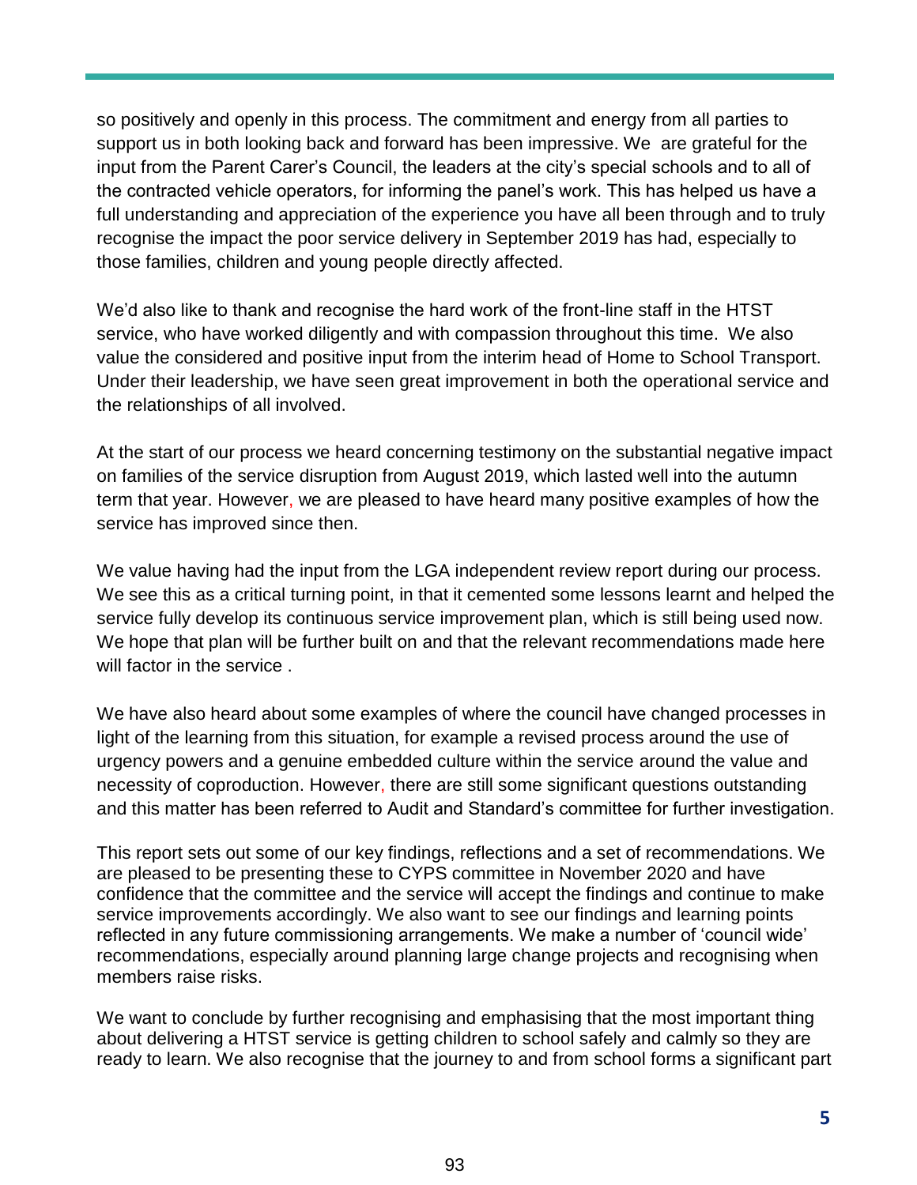so positively and openly in this process. The commitment and energy from all parties to support us in both looking back and forward has been impressive. We are grateful for the input from the Parent Carer's Council, the leaders at the city's special schools and to all of the contracted vehicle operators, for informing the panel's work. This has helped us have a full understanding and appreciation of the experience you have all been through and to truly recognise the impact the poor service delivery in September 2019 has had, especially to those families, children and young people directly affected.

We'd also like to thank and recognise the hard work of the front-line staff in the HTST service, who have worked diligently and with compassion throughout this time. We also value the considered and positive input from the interim head of Home to School Transport. Under their leadership, we have seen great improvement in both the operational service and the relationships of all involved.

At the start of our process we heard concerning testimony on the substantial negative impact on families of the service disruption from August 2019, which lasted well into the autumn term that year. However, we are pleased to have heard many positive examples of how the service has improved since then.

We value having had the input from the LGA independent review report during our process. We see this as a critical turning point, in that it cemented some lessons learnt and helped the service fully develop its continuous service improvement plan, which is still being used now. We hope that plan will be further built on and that the relevant recommendations made here will factor in the service .

We have also heard about some examples of where the council have changed processes in light of the learning from this situation, for example a revised process around the use of urgency powers and a genuine embedded culture within the service around the value and necessity of coproduction. However, there are still some significant questions outstanding and this matter has been referred to Audit and Standard's committee for further investigation.

This report sets out some of our key findings, reflections and a set of recommendations. We are pleased to be presenting these to CYPS committee in November 2020 and have confidence that the committee and the service will accept the findings and continue to make service improvements accordingly. We also want to see our findings and learning points reflected in any future commissioning arrangements. We make a number of 'council wide' recommendations, especially around planning large change projects and recognising when members raise risks.

We want to conclude by further recognising and emphasising that the most important thing about delivering a HTST service is getting children to school safely and calmly so they are ready to learn. We also recognise that the journey to and from school forms a significant part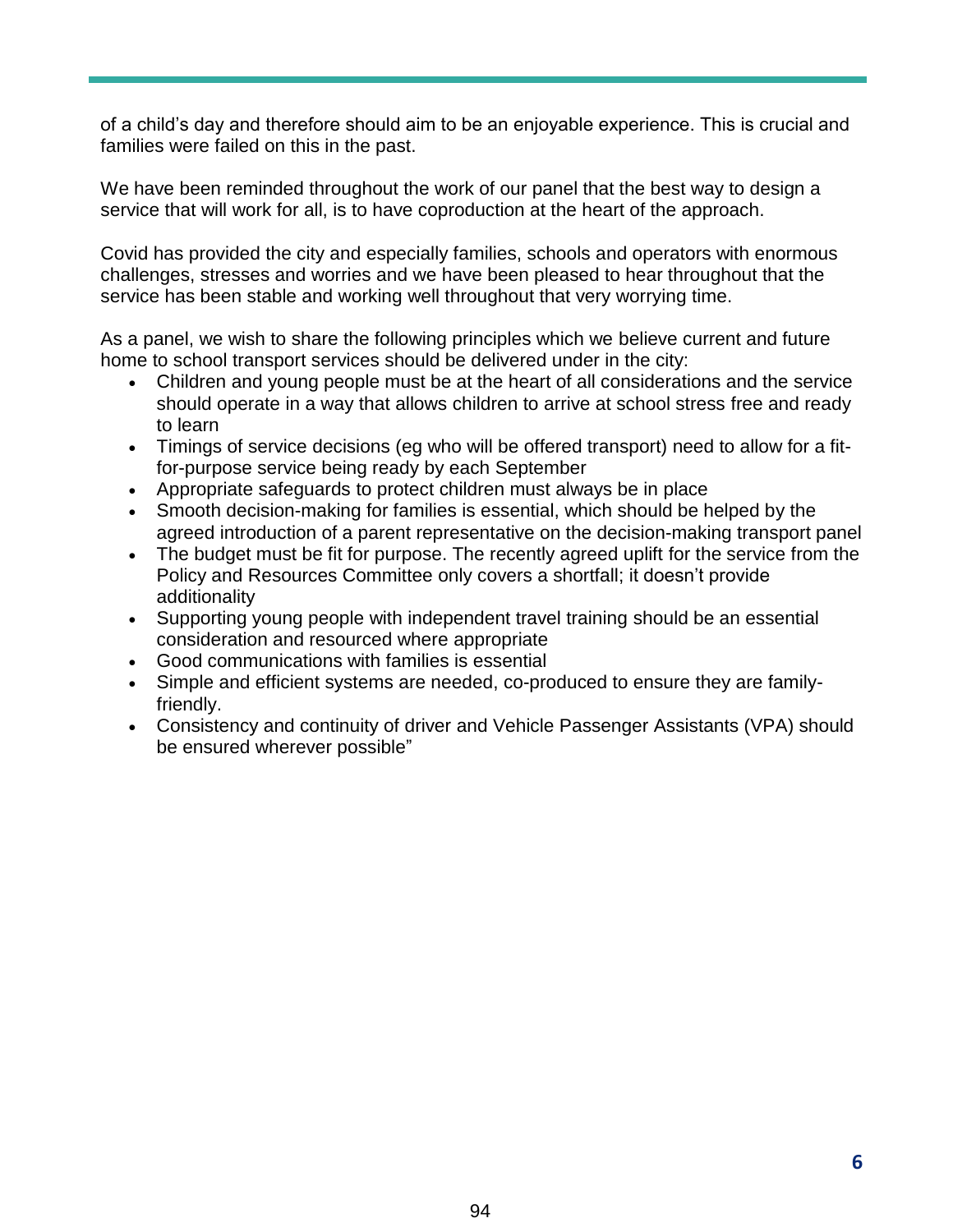of a child’s day and therefore should aim to be an enjoyable experience. This is crucial and families were failed on this in the past.

We have been reminded throughout the work of our panel that the best way to design a service that will work for all, is to have coproduction at the heart of the approach.

Covid has provided the city and especially families, schools and operators with enormous challenges, stresses and worries and we have been pleased to hear throughout that the service has been stable and working well throughout that very worrying time.

As a panel, we wish to share the following principles which we believe current and future home to school transport services should be delivered under in the city:

- Children and young people must be at the heart of all considerations and the service should operate in a way that allows children to arrive at school stress free and ready to learn
- Timings of service decisions (eg who will be offered transport) need to allow for a fit-for-purpose service being ready by each September
- Appropriate safeguards to protect children must always be in place
- Smooth decision-making for families is essential, which should be helped by the agreed introduction of a parent representative on the decision-making transport panel
- The budget must be fit for purpose. The recently agreed uplift for the service from the Policy and Resources Committee only covers a shortfall; it doesn’t provide additionality
- Supporting young people with independent travel training should be an essential consideration and resourced where appropriate
- Good communications with families is essential
- Simple and efficient systems are needed, co-produced to ensure they are family-friendly.
- Consistency and continuity of driver and Vehicle Passenger Assistants (VPA) should be ensured wherever possible”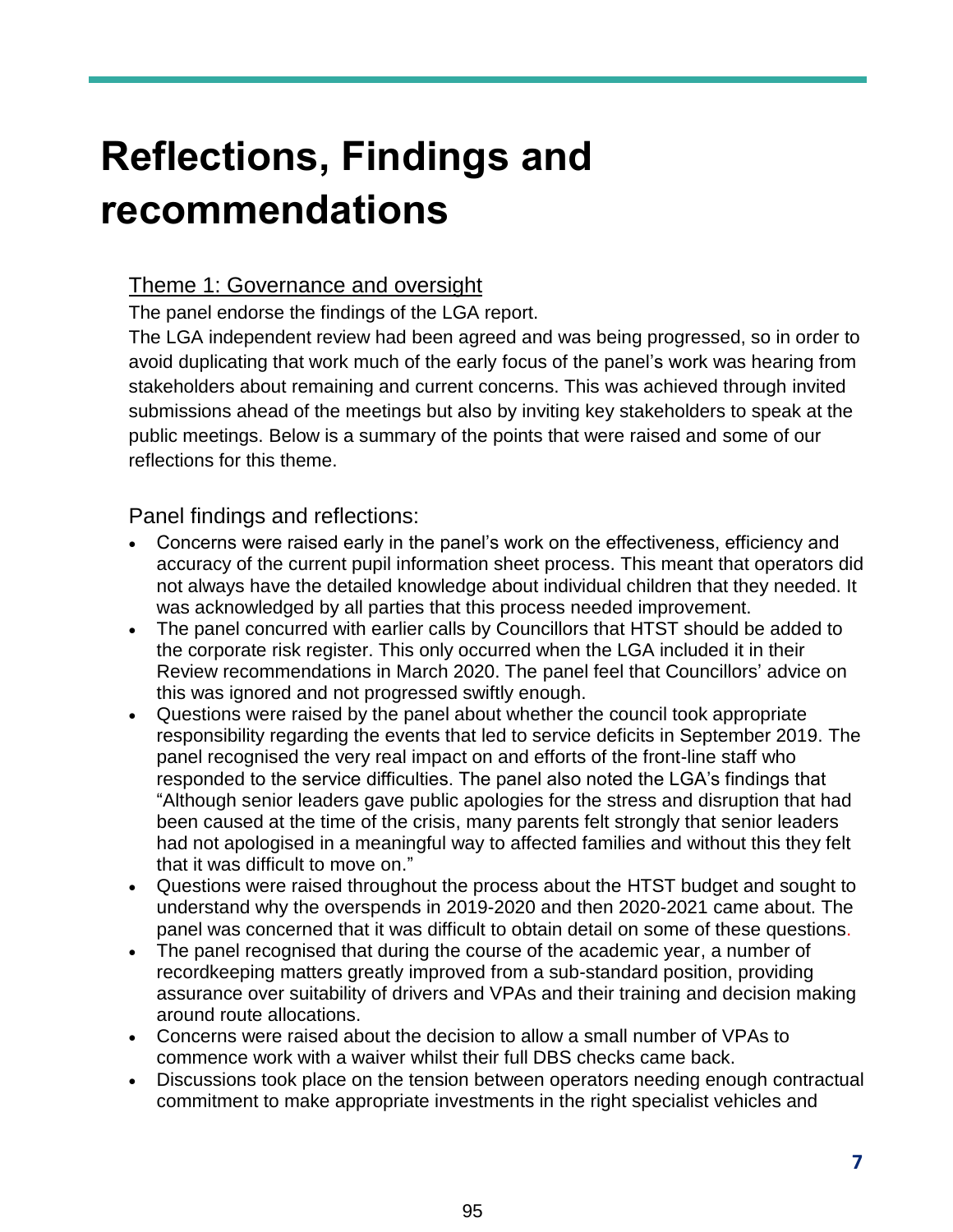# Reflections, Findings and recommendations

## Theme 1: Governance and oversight

The panel endorse the findings of the LGA report.

The LGA independent review had been agreed and was being progressed, so in order to avoid duplicating that work much of the early focus of the panel's work was hearing from stakeholders about remaining and current concerns. This was achieved through invited submissions ahead of the meetings but also by inviting key stakeholders to speak at the public meetings. Below is a summary of the points that were raised and some of our reflections for this theme.

### Panel findings and reflections:

- Concerns were raised early in the panel's work on the effectiveness, efficiency and accuracy of the current pupil information sheet process. This meant that operators did not always have the detailed knowledge about individual children that they needed. It was acknowledged by all parties that this process needed improvement.
- The panel concurred with earlier calls by Councillors that HTST should be added to the corporate risk register. This only occurred when the LGA included it in their Review recommendations in March 2020. The panel feel that Councillors' advice on this was ignored and not progressed swiftly enough.
- Questions were raised by the panel about whether the council took appropriate responsibility regarding the events that led to service deficits in September 2019. The panel recognised the very real impact on and efforts of the front-line staff who responded to the service difficulties. The panel also noted the LGA's findings that "Although senior leaders gave public apologies for the stress and disruption that had been caused at the time of the crisis, many parents felt strongly that senior leaders had not apologised in a meaningful way to affected families and without this they felt that it was difficult to move on."
- Questions were raised throughout the process about the HTST budget and sought to understand why the overspends in 2019-2020 and then 2020-2021 came about. The panel was concerned that it was difficult to obtain detail on some of these questions.
- The panel recognised that during the course of the academic year, a number of recordkeeping matters greatly improved from a sub-standard position, providing assurance over suitability of drivers and VPAs and their training and decision making around route allocations.
- Concerns were raised about the decision to allow a small number of VPAs to commence work with a waiver whilst their full DBS checks came back.
- Discussions took place on the tension between operators needing enough contractual commitment to make appropriate investments in the right specialist vehicles and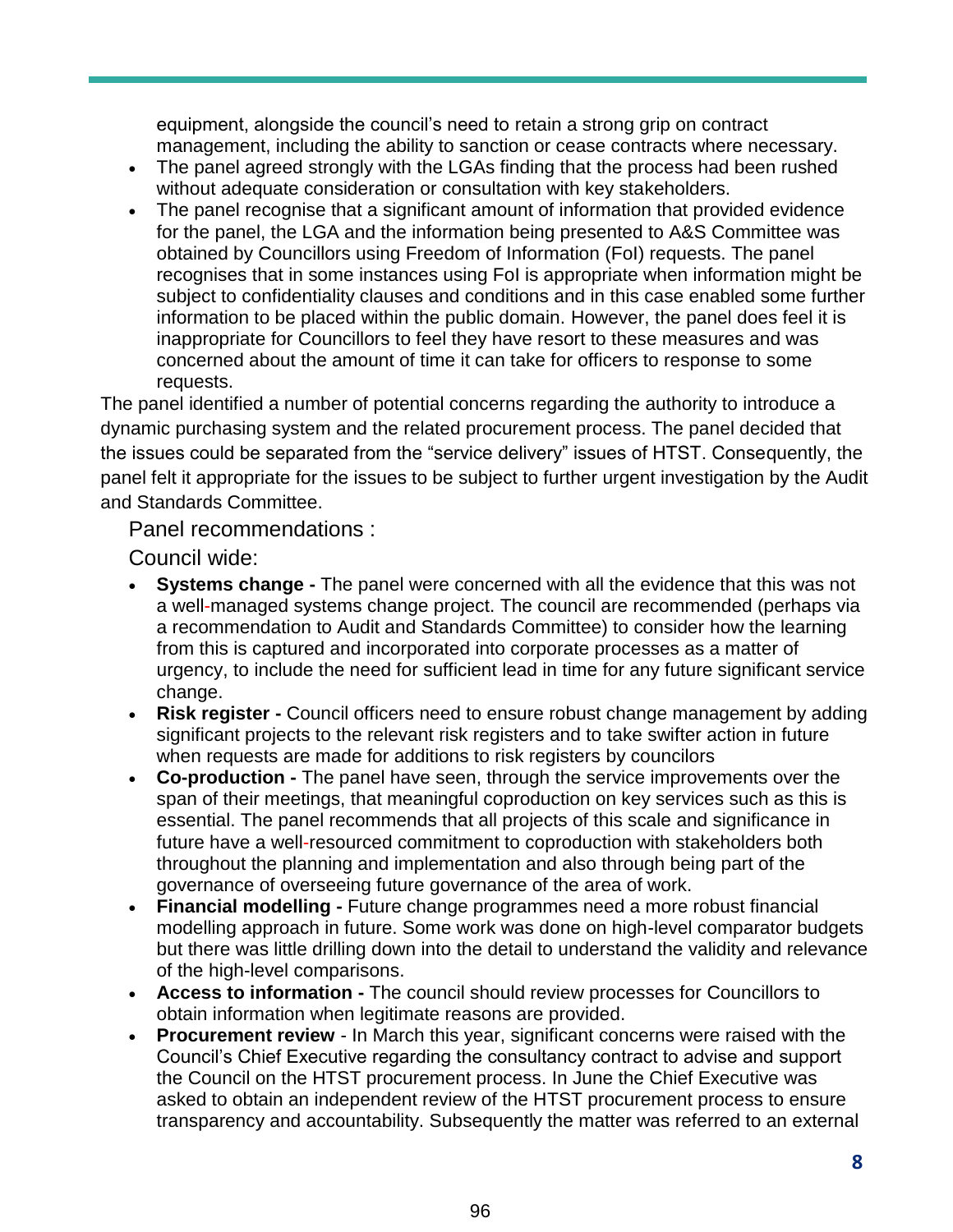equipment, alongside the council's need to retain a strong grip on contract management, including the ability to sanction or cease contracts where necessary.

- The panel agreed strongly with the LGAs finding that the process had been rushed without adequate consideration or consultation with key stakeholders.
- The panel recognise that a significant amount of information that provided evidence for the panel, the LGA and the information being presented to A&S Committee was obtained by Councillors using Freedom of Information (FoI) requests. The panel recognises that in some instances using FoI is appropriate when information might be subject to confidentiality clauses and conditions and in this case enabled some further information to be placed within the public domain. However, the panel does feel it is inappropriate for Councillors to feel they have resort to these measures and was concerned about the amount of time it can take for officers to response to some requests.

The panel identified a number of potential concerns regarding the authority to introduce a dynamic purchasing system and the related procurement process. The panel decided that the issues could be separated from the "service delivery" issues of HTST. Consequently, the panel felt it appropriate for the issues to be subject to further urgent investigation by the Audit and Standards Committee.

Panel recommendations :

Council wide:

- **Systems change -** The panel were concerned with all the evidence that this was not a well-managed systems change project. The council are recommended (perhaps via a recommendation to Audit and Standards Committee) to consider how the learning from this is captured and incorporated into corporate processes as a matter of urgency, to include the need for sufficient lead in time for any future significant service change.
- **Risk register -** Council officers need to ensure robust change management by adding significant projects to the relevant risk registers and to take swifter action in future when requests are made for additions to risk registers by councilors
- **Co-production -** The panel have seen, through the service improvements over the span of their meetings, that meaningful coproduction on key services such as this is essential. The panel recommends that all projects of this scale and significance in future have a well-resourced commitment to coproduction with stakeholders both throughout the planning and implementation and also through being part of the governance of overseeing future governance of the area of work.
- **Financial modelling -** Future change programmes need a more robust financial modelling approach in future. Some work was done on high-level comparator budgets but there was little drilling down into the detail to understand the validity and relevance of the high-level comparisons.
- **Access to information -** The council should review processes for Councillors to obtain information when legitimate reasons are provided.
- **Procurement review** - In March this year, significant concerns were raised with the Council's Chief Executive regarding the consultancy contract to advise and support the Council on the HTST procurement process. In June the Chief Executive was asked to obtain an independent review of the HTST procurement process to ensure transparency and accountability. Subsequently the matter was referred to an external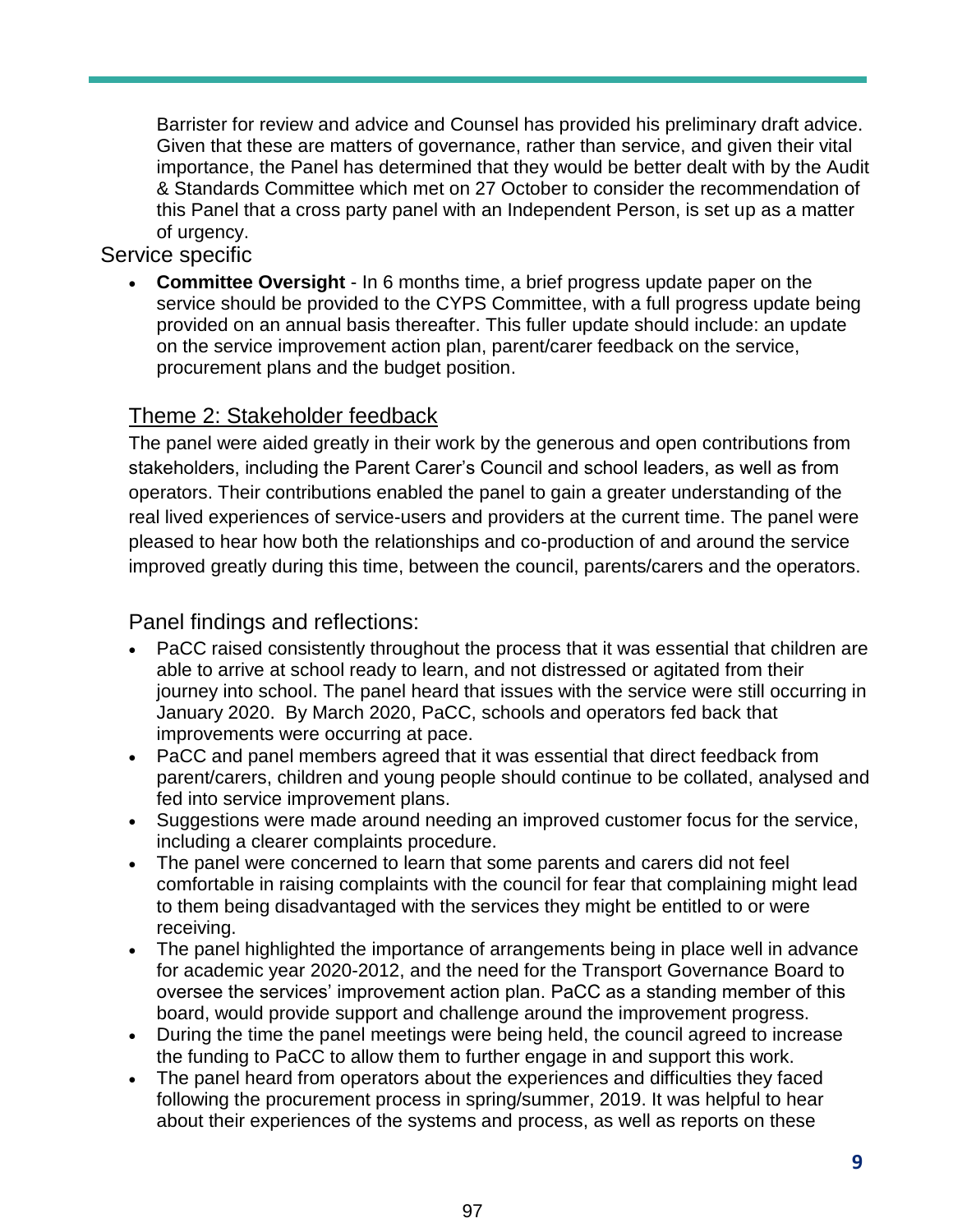Barrister for review and advice and Counsel has provided his preliminary draft advice. Given that these are matters of governance, rather than service, and given their vital importance, the Panel has determined that they would be better dealt with by the Audit & Standards Committee which met on 27 October to consider the recommendation of this Panel that a cross party panel with an Independent Person, is set up as a matter of urgency.

Service specific

- **Committee Oversight** - In 6 months time, a brief progress update paper on the service should be provided to the CYPS Committee, with a full progress update being provided on an annual basis thereafter. This fuller update should include: an update on the service improvement action plan, parent/carer feedback on the service, procurement plans and the budget position.

## Theme 2: Stakeholder feedback

The panel were aided greatly in their work by the generous and open contributions from stakeholders, including the Parent Carer's Council and school leaders, as well as from operators. Their contributions enabled the panel to gain a greater understanding of the real lived experiences of service-users and providers at the current time. The panel were pleased to hear how both the relationships and co-production of and around the service improved greatly during this time, between the council, parents/carers and the operators.

### Panel findings and reflections:

- PaCC raised consistently throughout the process that it was essential that children are able to arrive at school ready to learn, and not distressed or agitated from their journey into school. The panel heard that issues with the service were still occurring in January 2020. By March 2020, PaCC, schools and operators fed back that improvements were occurring at pace.
- PaCC and panel members agreed that it was essential that direct feedback from parent/carers, children and young people should continue to be collated, analysed and fed into service improvement plans.
- Suggestions were made around needing an improved customer focus for the service, including a clearer complaints procedure.
- The panel were concerned to learn that some parents and carers did not feel comfortable in raising complaints with the council for fear that complaining might lead to them being disadvantaged with the services they might be entitled to or were receiving.
- The panel highlighted the importance of arrangements being in place well in advance for academic year 2020-2012, and the need for the Transport Governance Board to oversee the services' improvement action plan. PaCC as a standing member of this board, would provide support and challenge around the improvement progress.
- During the time the panel meetings were being held, the council agreed to increase the funding to PaCC to allow them to further engage in and support this work.
- The panel heard from operators about the experiences and difficulties they faced following the procurement process in spring/summer, 2019. It was helpful to hear about their experiences of the systems and process, as well as reports on these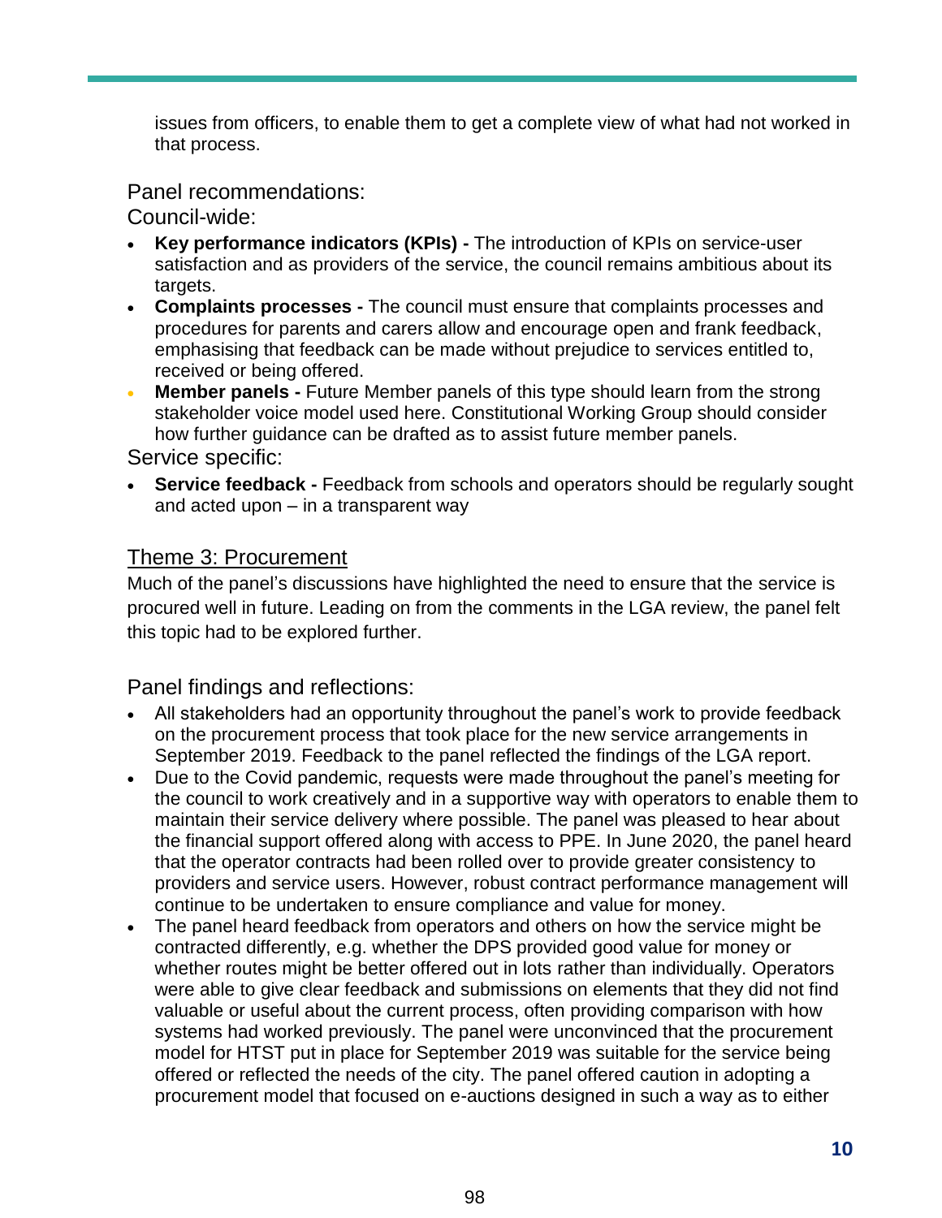issues from officers, to enable them to get a complete view of what had not worked in that process.

Panel recommendations:

Council-wide:

- **Key performance indicators (KPIs) -** The introduction of KPIs on service-user satisfaction and as providers of the service, the council remains ambitious about its targets.
- **Complaints processes -** The council must ensure that complaints processes and procedures for parents and carers allow and encourage open and frank feedback, emphasising that feedback can be made without prejudice to services entitled to, received or being offered.
- **Member panels -** Future Member panels of this type should learn from the strong stakeholder voice model used here. Constitutional Working Group should consider how further guidance can be drafted as to assist future member panels.

Service specific:

- **Service feedback -** Feedback from schools and operators should be regularly sought and acted upon – in a transparent way

## Theme 3: Procurement

Much of the panel's discussions have highlighted the need to ensure that the service is procured well in future. Leading on from the comments in the LGA review, the panel felt this topic had to be explored further.

Panel findings and reflections:

- All stakeholders had an opportunity throughout the panel's work to provide feedback on the procurement process that took place for the new service arrangements in September 2019. Feedback to the panel reflected the findings of the LGA report.
- Due to the Covid pandemic, requests were made throughout the panel's meeting for the council to work creatively and in a supportive way with operators to enable them to maintain their service delivery where possible. The panel was pleased to hear about the financial support offered along with access to PPE. In June 2020, the panel heard that the operator contracts had been rolled over to provide greater consistency to providers and service users. However, robust contract performance management will continue to be undertaken to ensure compliance and value for money.
- The panel heard feedback from operators and others on how the service might be contracted differently, e.g. whether the DPS provided good value for money or whether routes might be better offered out in lots rather than individually. Operators were able to give clear feedback and submissions on elements that they did not find valuable or useful about the current process, often providing comparison with how systems had worked previously. The panel were unconvinced that the procurement model for HTST put in place for September 2019 was suitable for the service being offered or reflected the needs of the city. The panel offered caution in adopting a procurement model that focused on e-auctions designed in such a way as to either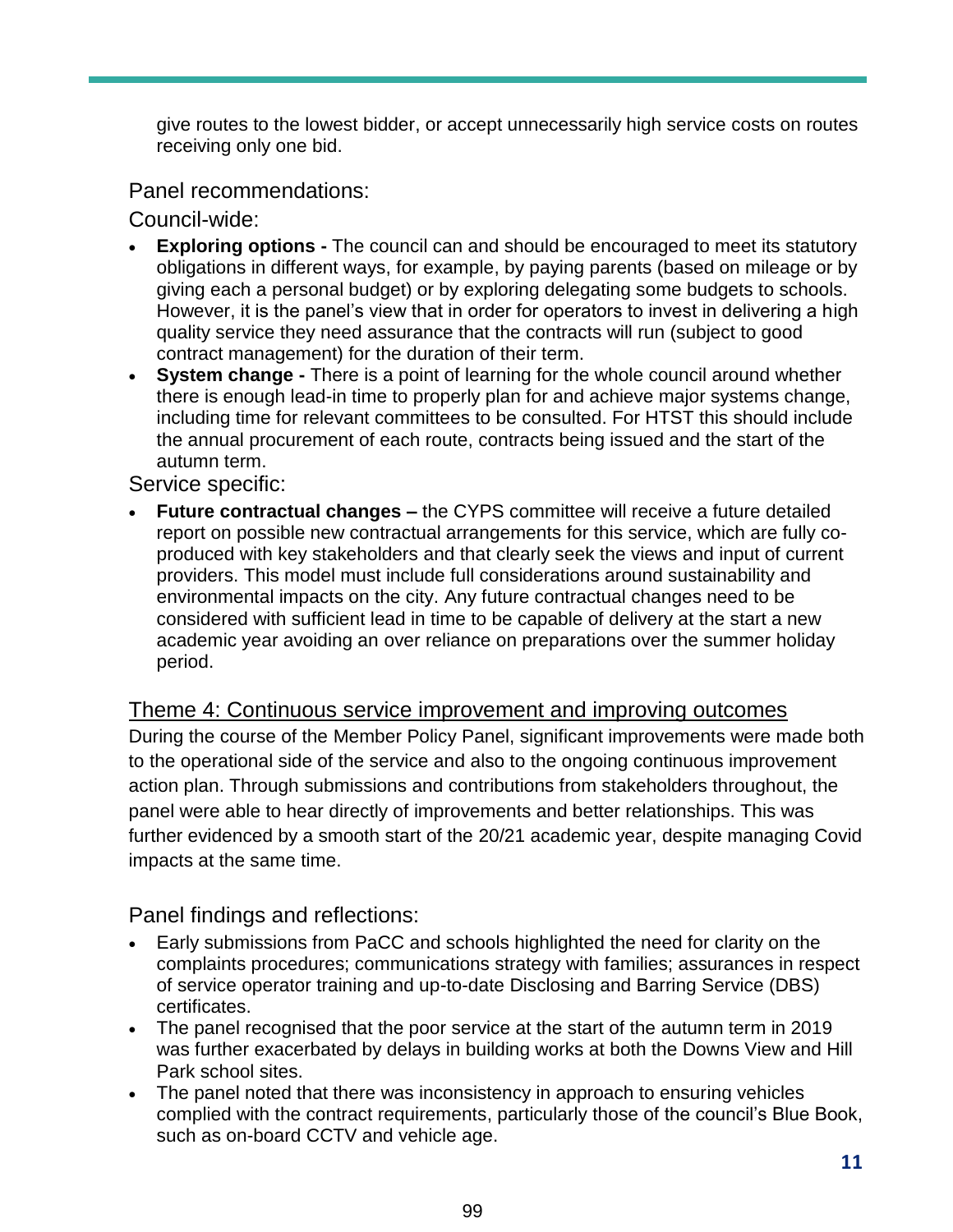give routes to the lowest bidder, or accept unnecessarily high service costs on routes receiving only one bid.

### Panel recommendations:

Council-wide:

- **Exploring options -** The council can and should be encouraged to meet its statutory obligations in different ways, for example, by paying parents (based on mileage or by giving each a personal budget) or by exploring delegating some budgets to schools. However, it is the panel's view that in order for operators to invest in delivering a high quality service they need assurance that the contracts will run (subject to good contract management) for the duration of their term.
- **System change -** There is a point of learning for the whole council around whether there is enough lead-in time to properly plan for and achieve major systems change, including time for relevant committees to be consulted. For HTST this should include the annual procurement of each route, contracts being issued and the start of the autumn term.

Service specific:

- **Future contractual changes –** the CYPS committee will receive a future detailed report on possible new contractual arrangements for this service, which are fully co-produced with key stakeholders and that clearly seek the views and input of current providers. This model must include full considerations around sustainability and environmental impacts on the city. Any future contractual changes need to be considered with sufficient lead in time to be capable of delivery at the start a new academic year avoiding an over reliance on preparations over the summer holiday period.

## Theme 4: Continuous service improvement and improving outcomes

During the course of the Member Policy Panel, significant improvements were made both to the operational side of the service and also to the ongoing continuous improvement action plan. Through submissions and contributions from stakeholders throughout, the panel were able to hear directly of improvements and better relationships. This was further evidenced by a smooth start of the 20/21 academic year, despite managing Covid impacts at the same time.

### Panel findings and reflections:

- Early submissions from PaCC and schools highlighted the need for clarity on the complaints procedures; communications strategy with families; assurances in respect of service operator training and up-to-date Disclosing and Barring Service (DBS) certificates.
- The panel recognised that the poor service at the start of the autumn term in 2019 was further exacerbated by delays in building works at both the Downs View and Hill Park school sites.
- The panel noted that there was inconsistency in approach to ensuring vehicles complied with the contract requirements, particularly those of the council's Blue Book, such as on-board CCTV and vehicle age.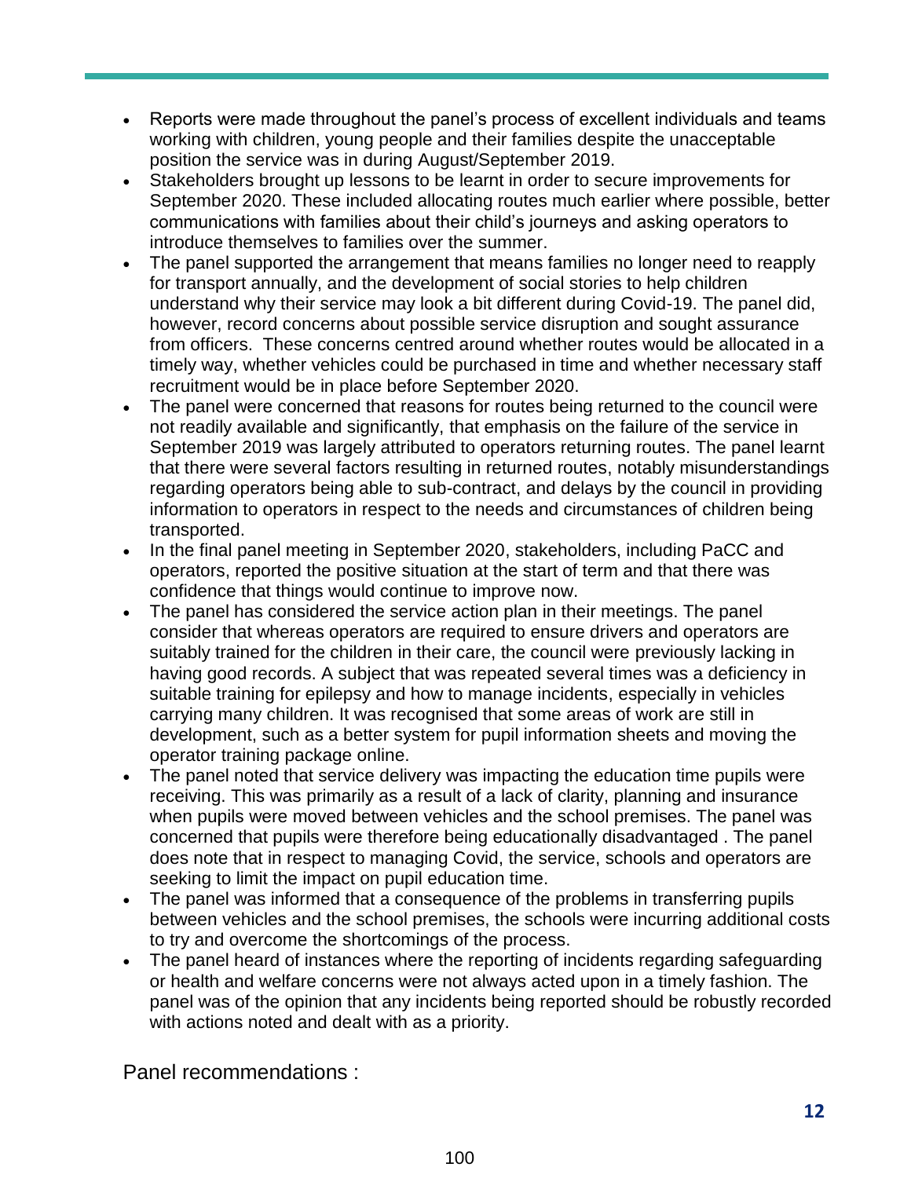- Reports were made throughout the panel's process of excellent individuals and teams working with children, young people and their families despite the unacceptable position the service was in during August/September 2019.
- Stakeholders brought up lessons to be learnt in order to secure improvements for September 2020. These included allocating routes much earlier where possible, better communications with families about their child's journeys and asking operators to introduce themselves to families over the summer.
- The panel supported the arrangement that means families no longer need to reapply for transport annually, and the development of social stories to help children understand why their service may look a bit different during Covid-19. The panel did, however, record concerns about possible service disruption and sought assurance from officers. These concerns centred around whether routes would be allocated in a timely way, whether vehicles could be purchased in time and whether necessary staff recruitment would be in place before September 2020.
- The panel were concerned that reasons for routes being returned to the council were not readily available and significantly, that emphasis on the failure of the service in September 2019 was largely attributed to operators returning routes. The panel learnt that there were several factors resulting in returned routes, notably misunderstandings regarding operators being able to sub-contract, and delays by the council in providing information to operators in respect to the needs and circumstances of children being transported.
- In the final panel meeting in September 2020, stakeholders, including PaCC and operators, reported the positive situation at the start of term and that there was confidence that things would continue to improve now.
- The panel has considered the service action plan in their meetings. The panel consider that whereas operators are required to ensure drivers and operators are suitably trained for the children in their care, the council were previously lacking in having good records. A subject that was repeated several times was a deficiency in suitable training for epilepsy and how to manage incidents, especially in vehicles carrying many children. It was recognised that some areas of work are still in development, such as a better system for pupil information sheets and moving the operator training package online.
- The panel noted that service delivery was impacting the education time pupils were receiving. This was primarily as a result of a lack of clarity, planning and insurance when pupils were moved between vehicles and the school premises. The panel was concerned that pupils were therefore being educationally disadvantaged . The panel does note that in respect to managing Covid, the service, schools and operators are seeking to limit the impact on pupil education time.
- The panel was informed that a consequence of the problems in transferring pupils between vehicles and the school premises, the schools were incurring additional costs to try and overcome the shortcomings of the process.
- The panel heard of instances where the reporting of incidents regarding safeguarding or health and welfare concerns were not always acted upon in a timely fashion. The panel was of the opinion that any incidents being reported should be robustly recorded with actions noted and dealt with as a priority.

Panel recommendations :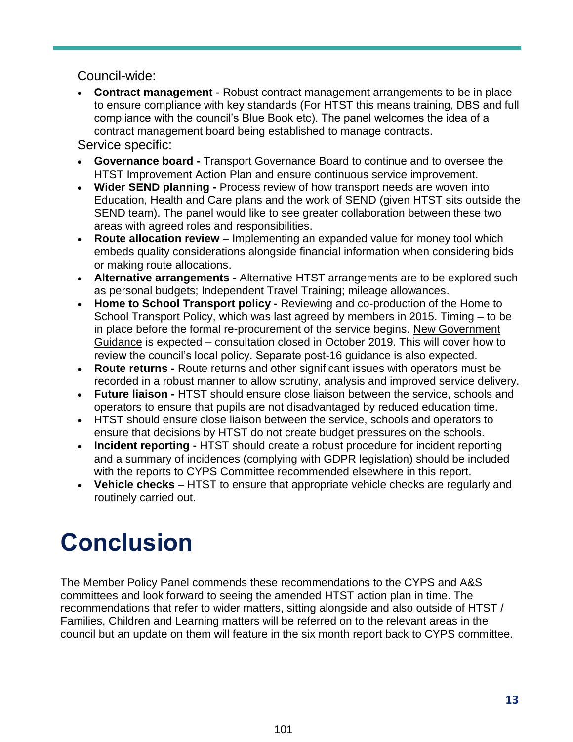Council-wide:

- **Contract management -** Robust contract management arrangements to be in place to ensure compliance with key standards (For HTST this means training, DBS and full compliance with the council's Blue Book etc). The panel welcomes the idea of a contract management board being established to manage contracts.

Service specific:

- **Governance board -** Transport Governance Board to continue and to oversee the HTST Improvement Action Plan and ensure continuous service improvement.
- **Wider SEND planning -** Process review of how transport needs are woven into Education, Health and Care plans and the work of SEND (given HTST sits outside the SEND team). The panel would like to see greater collaboration between these two areas with agreed roles and responsibilities.
- **Route allocation review** – Implementing an expanded value for money tool which embeds quality considerations alongside financial information when considering bids or making route allocations.
- **Alternative arrangements -** Alternative HTST arrangements are to be explored such as personal budgets; Independent Travel Training; mileage allowances.
- **Home to School Transport policy -** Reviewing and co-production of the Home to School Transport Policy, which was last agreed by members in 2015. Timing – to be in place before the formal re-procurement of the service begins. New Government Guidance is expected – consultation closed in October 2019. This will cover how to review the council's local policy. Separate post-16 guidance is also expected.
- **Route returns -** Route returns and other significant issues with operators must be recorded in a robust manner to allow scrutiny, analysis and improved service delivery.
- **Future liaison -** HTST should ensure close liaison between the service, schools and operators to ensure that pupils are not disadvantaged by reduced education time.
- HTST should ensure close liaison between the service, schools and operators to ensure that decisions by HTST do not create budget pressures on the schools.
- **Incident reporting -** HTST should create a robust procedure for incident reporting and a summary of incidences (complying with GDPR legislation) should be included with the reports to CYPS Committee recommended elsewhere in this report.
- **Vehicle checks** – HTST to ensure that appropriate vehicle checks are regularly and routinely carried out.

# Conclusion

The Member Policy Panel commends these recommendations to the CYPS and A&S committees and look forward to seeing the amended HTST action plan in time. The recommendations that refer to wider matters, sitting alongside and also outside of HTST / Families, Children and Learning matters will be referred on to the relevant areas in the council but an update on them will feature in the six month report back to CYPS committee.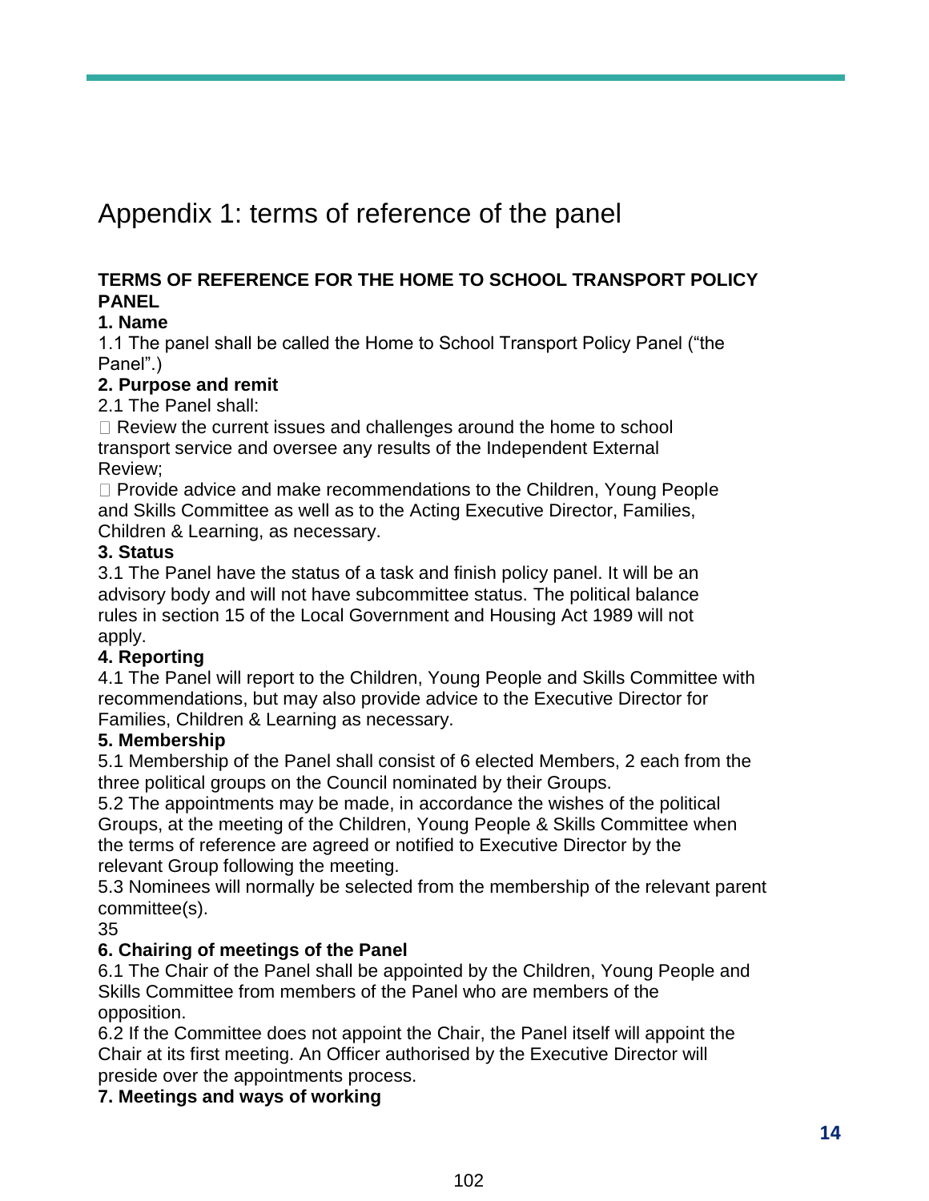# Appendix 1: terms of reference of the panel

**TERMS OF REFERENCE FOR THE HOME TO SCHOOL TRANSPORT POLICY PANEL**

**1. Name**

1.1 The panel shall be called the Home to School Transport Policy Panel ("the Panel".)

**2. Purpose and remit**

2.1 The Panel shall:

- Review the current issues and challenges around the home to school transport service and oversee any results of the Independent External Review;
- Provide advice and make recommendations to the Children, Young People and Skills Committee as well as to the Acting Executive Director, Families, Children & Learning, as necessary.

**3. Status**

3.1 The Panel have the status of a task and finish policy panel. It will be an advisory body and will not have subcommittee status. The political balance rules in section 15 of the Local Government and Housing Act 1989 will not apply.

**4. Reporting**

4.1 The Panel will report to the Children, Young People and Skills Committee with recommendations, but may also provide advice to the Executive Director for Families, Children & Learning as necessary.

**5. Membership**

5.1 Membership of the Panel shall consist of 6 elected Members, 2 each from the three political groups on the Council nominated by their Groups.

5.2 The appointments may be made, in accordance the wishes of the political Groups, at the meeting of the Children, Young People & Skills Committee when the terms of reference are agreed or notified to Executive Director by the relevant Group following the meeting.

5.3 Nominees will normally be selected from the membership of the relevant parent committee(s).

35

**6. Chairing of meetings of the Panel**

6.1 The Chair of the Panel shall be appointed by the Children, Young People and Skills Committee from members of the Panel who are members of the opposition.

6.2 If the Committee does not appoint the Chair, the Panel itself will appoint the Chair at its first meeting. An Officer authorised by the Executive Director will preside over the appointments process.

**7. Meetings and ways of working**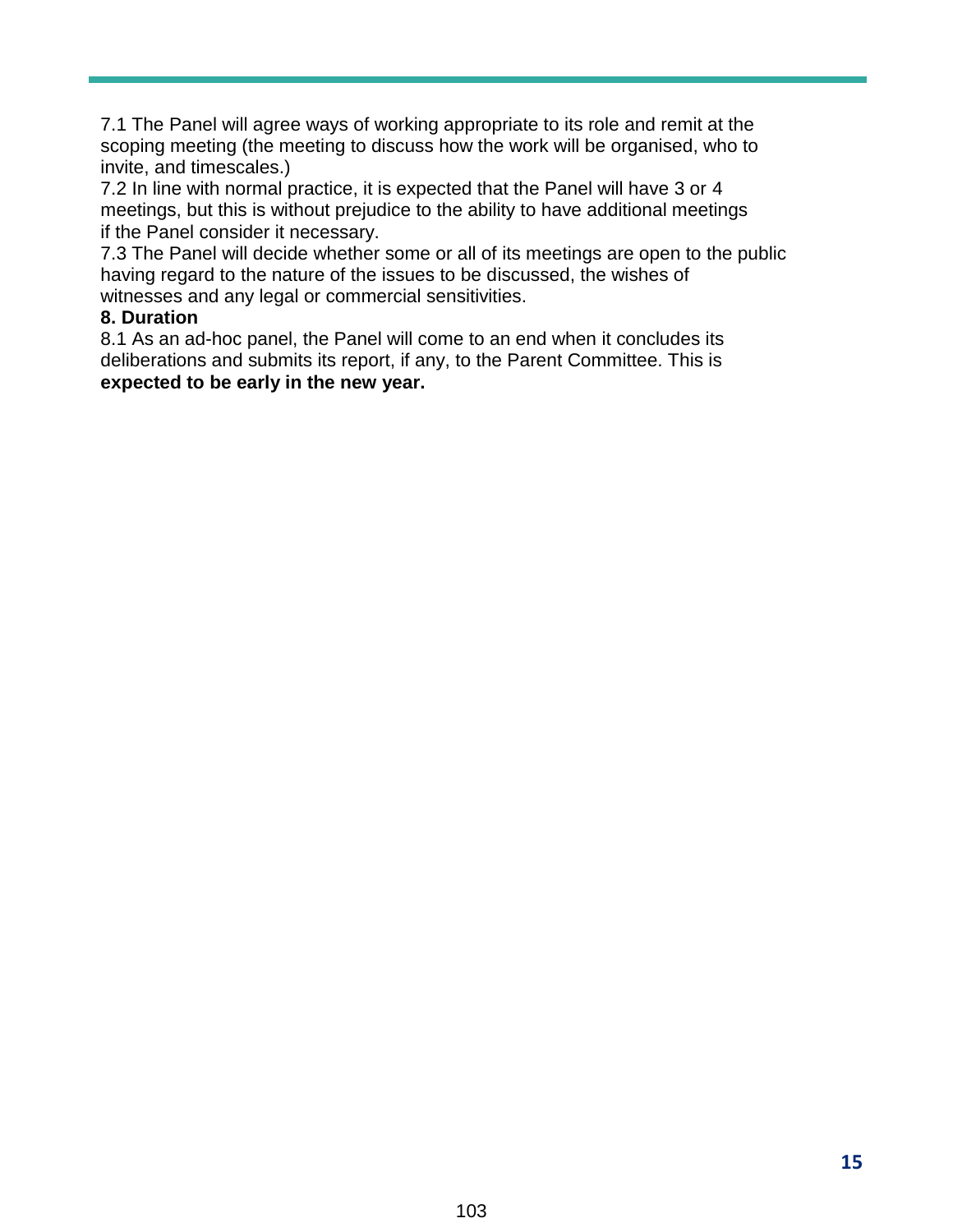7.1 The Panel will agree ways of working appropriate to its role and remit at the scoping meeting (the meeting to discuss how the work will be organised, who to invite, and timescales.)

7.2 In line with normal practice, it is expected that the Panel will have 3 or 4 meetings, but this is without prejudice to the ability to have additional meetings if the Panel consider it necessary.

7.3 The Panel will decide whether some or all of its meetings are open to the public having regard to the nature of the issues to be discussed, the wishes of witnesses and any legal or commercial sensitivities.

**8. Duration**

8.1 As an ad-hoc panel, the Panel will come to an end when it concludes its deliberations and submits its report, if any, to the Parent Committee. This is **expected to be early in the new year.**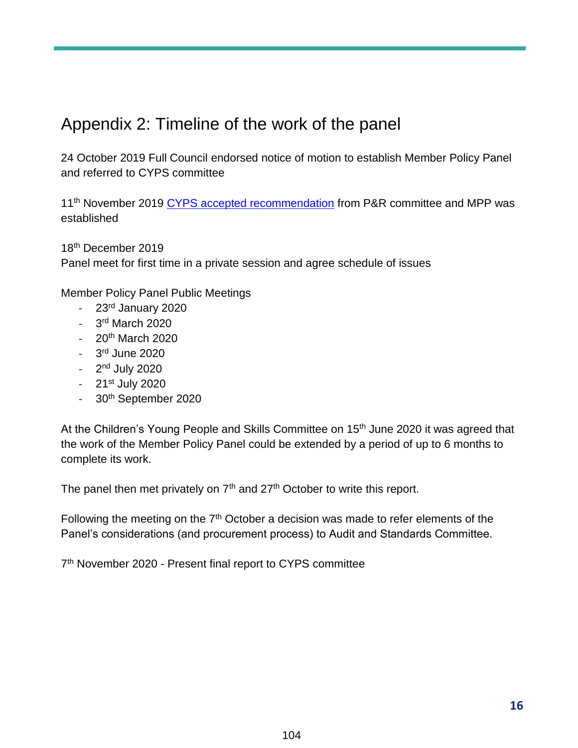# Appendix 2: Timeline of the work of the panel

24 October 2019 Full Council endorsed notice of motion to establish Member Policy Panel and referred to CYPS committee

11th November 2019 [CYPS accepted recommendation] from P&R committee and MPP was established

18th December 2019
Panel meet for first time in a private session and agree schedule of issues

Member Policy Panel Public Meetings

- 23rd January 2020
- 3rd March 2020
- 20th March 2020
- 3rd June 2020
- 2nd July 2020
- 21st July 2020
- 30th September 2020

At the Children's Young People and Skills Committee on 15th June 2020 it was agreed that the work of the Member Policy Panel could be extended by a period of up to 6 months to complete its work.

The panel then met privately on 7th and 27th October to write this report.

Following the meeting on the 7th October a decision was made to refer elements of the Panel's considerations (and procurement process) to Audit and Standards Committee.

7th November 2020 - Present final report to CYPS committee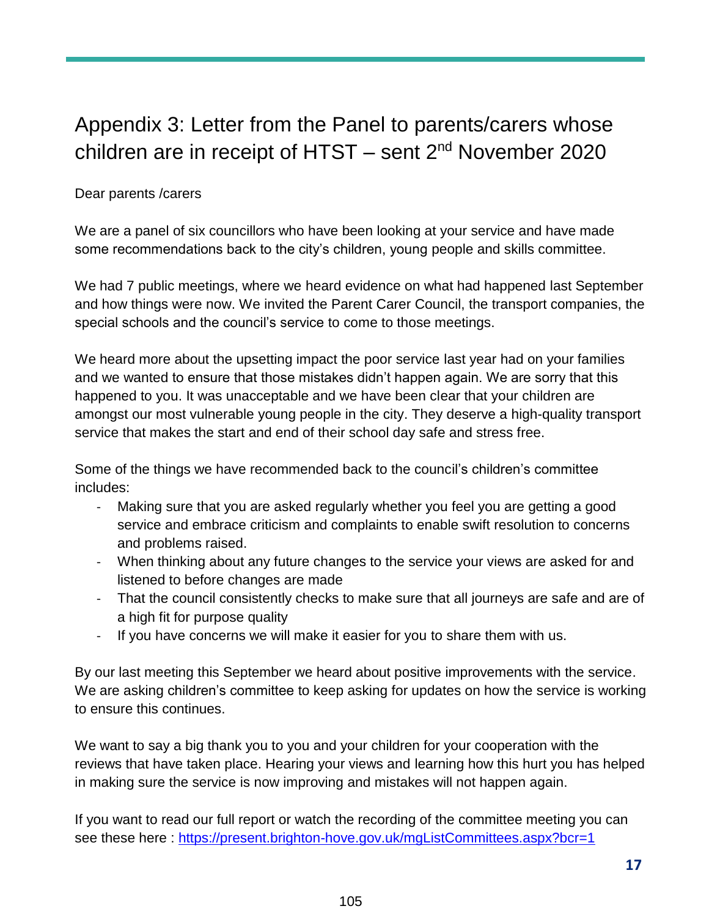## Appendix 3: Letter from the Panel to parents/carers whose children are in receipt of HTST – sent 2nd November 2020

Dear parents /carers

We are a panel of six councillors who have been looking at your service and have made some recommendations back to the city's children, young people and skills committee.

We had 7 public meetings, where we heard evidence on what had happened last September and how things were now. We invited the Parent Carer Council, the transport companies, the special schools and the council's service to come to those meetings.

We heard more about the upsetting impact the poor service last year had on your families and we wanted to ensure that those mistakes didn't happen again. We are sorry that this happened to you. It was unacceptable and we have been clear that your children are amongst our most vulnerable young people in the city. They deserve a high-quality transport service that makes the start and end of their school day safe and stress free.

Some of the things we have recommended back to the council's children's committee includes:

- Making sure that you are asked regularly whether you feel you are getting a good service and embrace criticism and complaints to enable swift resolution to concerns and problems raised.
- When thinking about any future changes to the service your views are asked for and listened to before changes are made
- That the council consistently checks to make sure that all journeys are safe and are of a high fit for purpose quality
- If you have concerns we will make it easier for you to share them with us.

By our last meeting this September we heard about positive improvements with the service. We are asking children's committee to keep asking for updates on how the service is working to ensure this continues.

We want to say a big thank you to you and your children for your cooperation with the reviews that have taken place. Hearing your views and learning how this hurt you has helped in making sure the service is now improving and mistakes will not happen again.

If you want to read our full report or watch the recording of the committee meeting you can see these here : https://present.brighton-hove.gov.uk/mgListCommittees.aspx?bcr=1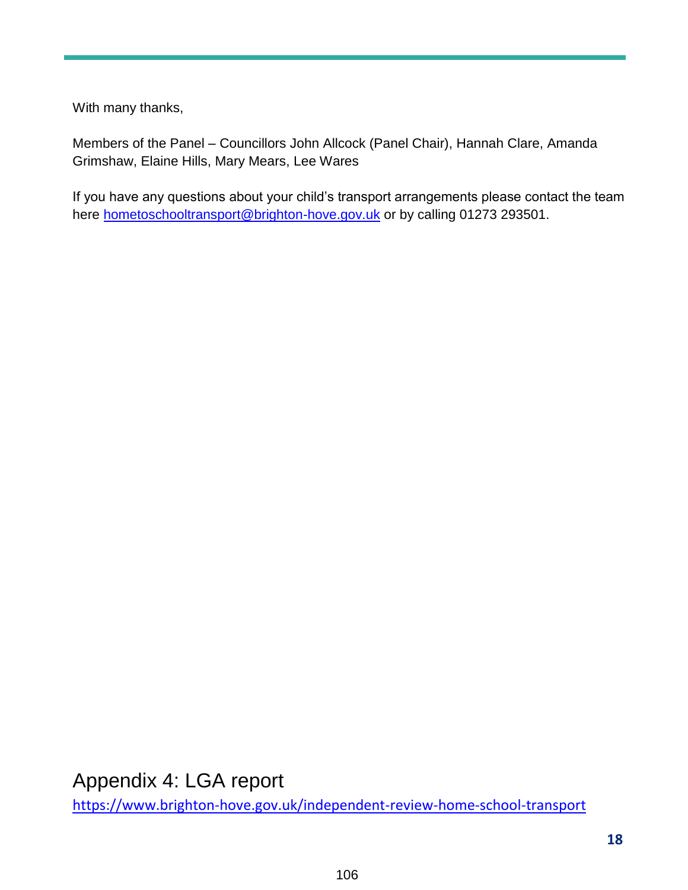With many thanks,

Members of the Panel – Councillors John Allcock (Panel Chair), Hannah Clare, Amanda Grimshaw, Elaine Hills, Mary Mears, Lee Wares

If you have any questions about your child's transport arrangements please contact the team here hometoschooltransport@brighton-hove.gov.uk or by calling 01273 293501.

# Appendix 4: LGA report

https://www.brighton-hove.gov.uk/independent-review-home-school-transport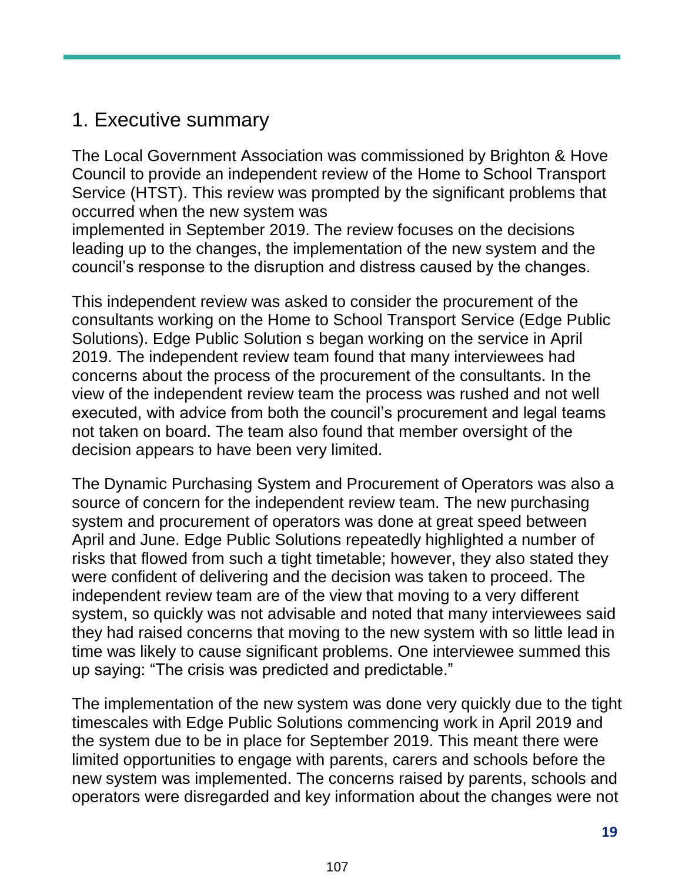## 1. Executive summary

The Local Government Association was commissioned by Brighton & Hove Council to provide an independent review of the Home to School Transport Service (HTST). This review was prompted by the significant problems that occurred when the new system was implemented in September 2019. The review focuses on the decisions leading up to the changes, the implementation of the new system and the council's response to the disruption and distress caused by the changes.

This independent review was asked to consider the procurement of the consultants working on the Home to School Transport Service (Edge Public Solutions). Edge Public Solution s began working on the service in April 2019. The independent review team found that many interviewees had concerns about the process of the procurement of the consultants. In the view of the independent review team the process was rushed and not well executed, with advice from both the council's procurement and legal teams not taken on board. The team also found that member oversight of the decision appears to have been very limited.

The Dynamic Purchasing System and Procurement of Operators was also a source of concern for the independent review team. The new purchasing system and procurement of operators was done at great speed between April and June. Edge Public Solutions repeatedly highlighted a number of risks that flowed from such a tight timetable; however, they also stated they were confident of delivering and the decision was taken to proceed. The independent review team are of the view that moving to a very different system, so quickly was not advisable and noted that many interviewees said they had raised concerns that moving to the new system with so little lead in time was likely to cause significant problems. One interviewee summed this up saying: "The crisis was predicted and predictable."

The implementation of the new system was done very quickly due to the tight timescales with Edge Public Solutions commencing work in April 2019 and the system due to be in place for September 2019. This meant there were limited opportunities to engage with parents, carers and schools before the new system was implemented. The concerns raised by parents, schools and operators were disregarded and key information about the changes were not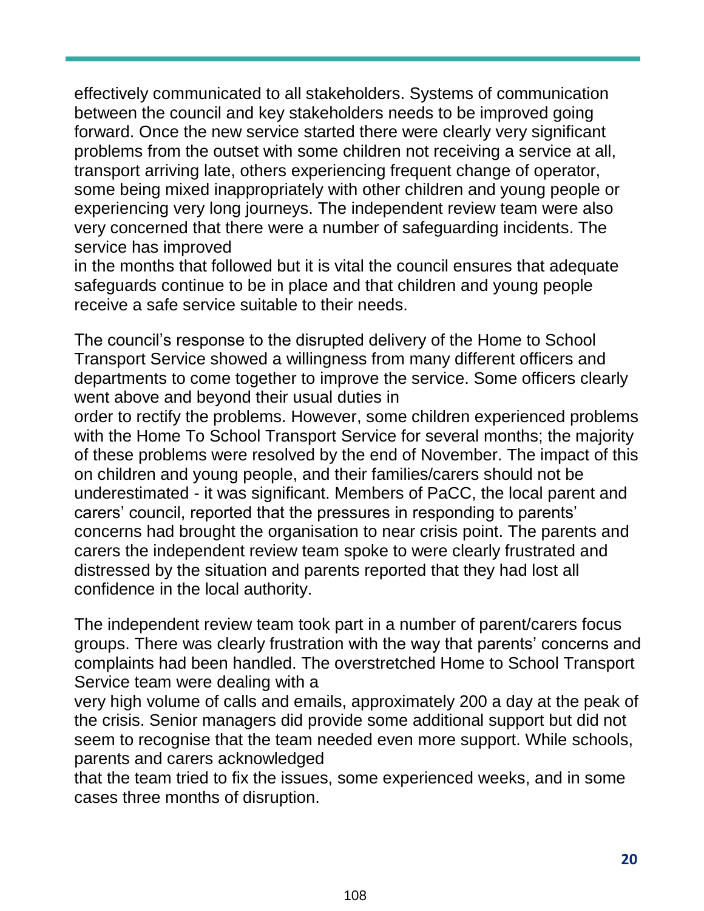effectively communicated to all stakeholders. Systems of communication between the council and key stakeholders needs to be improved going forward. Once the new service started there were clearly very significant problems from the outset with some children not receiving a service at all, transport arriving late, others experiencing frequent change of operator, some being mixed inappropriately with other children and young people or experiencing very long journeys. The independent review team were also very concerned that there were a number of safeguarding incidents. The service has improved in the months that followed but it is vital the council ensures that adequate safeguards continue to be in place and that children and young people receive a safe service suitable to their needs.

The council's response to the disrupted delivery of the Home to School Transport Service showed a willingness from many different officers and departments to come together to improve the service. Some officers clearly went above and beyond their usual duties in order to rectify the problems. However, some children experienced problems with the Home To School Transport Service for several months; the majority of these problems were resolved by the end of November. The impact of this on children and young people, and their families/carers should not be underestimated - it was significant. Members of PaCC, the local parent and carers' council, reported that the pressures in responding to parents' concerns had brought the organisation to near crisis point. The parents and carers the independent review team spoke to were clearly frustrated and distressed by the situation and parents reported that they had lost all confidence in the local authority.

The independent review team took part in a number of parent/carers focus groups. There was clearly frustration with the way that parents' concerns and complaints had been handled. The overstretched Home to School Transport Service team were dealing with a very high volume of calls and emails, approximately 200 a day at the peak of the crisis. Senior managers did provide some additional support but did not seem to recognise that the team needed even more support. While schools, parents and carers acknowledged that the team tried to fix the issues, some experienced weeks, and in some cases three months of disruption.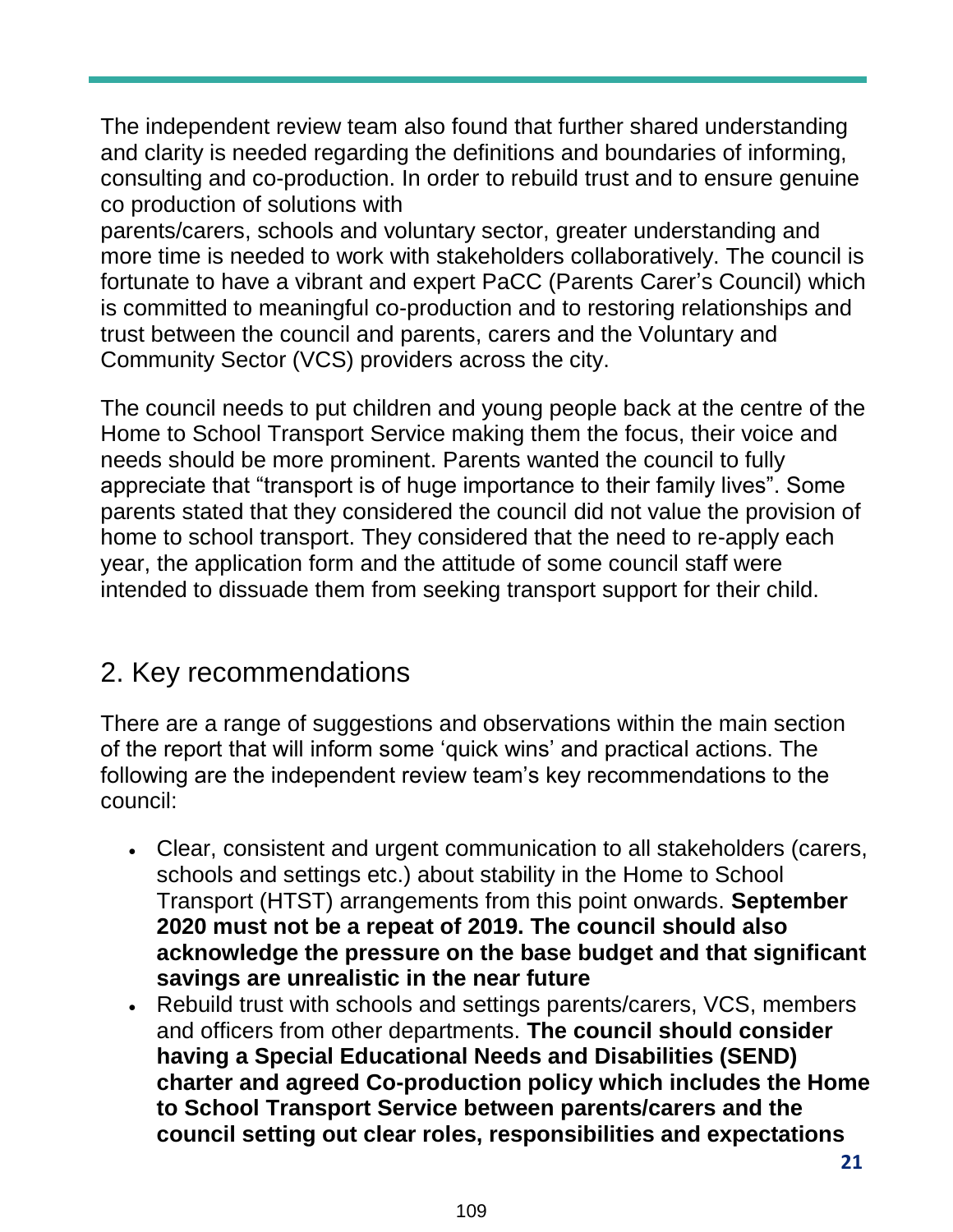The independent review team also found that further shared understanding and clarity is needed regarding the definitions and boundaries of informing, consulting and co-production. In order to rebuild trust and to ensure genuine co production of solutions with parents/carers, schools and voluntary sector, greater understanding and more time is needed to work with stakeholders collaboratively. The council is fortunate to have a vibrant and expert PaCC (Parents Carer's Council) which is committed to meaningful co-production and to restoring relationships and trust between the council and parents, carers and the Voluntary and Community Sector (VCS) providers across the city.

The council needs to put children and young people back at the centre of the Home to School Transport Service making them the focus, their voice and needs should be more prominent. Parents wanted the council to fully appreciate that "transport is of huge importance to their family lives". Some parents stated that they considered the council did not value the provision of home to school transport. They considered that the need to re-apply each year, the application form and the attitude of some council staff were intended to dissuade them from seeking transport support for their child.

## 2. Key recommendations

There are a range of suggestions and observations within the main section of the report that will inform some 'quick wins' and practical actions. The following are the independent review team's key recommendations to the council:

- Clear, consistent and urgent communication to all stakeholders (carers, schools and settings etc.) about stability in the Home to School Transport (HTST) arrangements from this point onwards. **September 2020 must not be a repeat of 2019. The council should also acknowledge the pressure on the base budget and that significant savings are unrealistic in the near future**
- Rebuild trust with schools and settings parents/carers, VCS, members and officers from other departments. **The council should consider having a Special Educational Needs and Disabilities (SEND) charter and agreed Co-production policy which includes the Home to School Transport Service between parents/carers and the council setting out clear roles, responsibilities and expectations**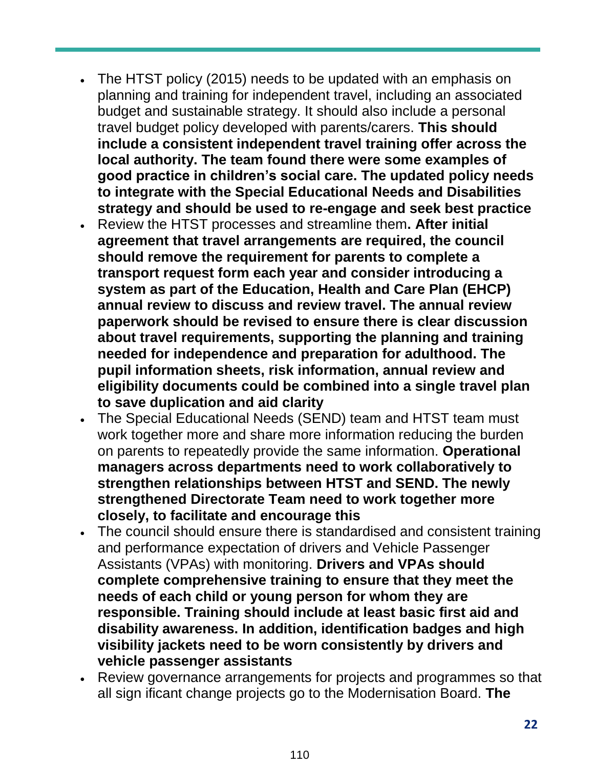- The HTST policy (2015) needs to be updated with an emphasis on planning and training for independent travel, including an associated budget and sustainable strategy. It should also include a personal travel budget policy developed with parents/carers. **This should include a consistent independent travel training offer across the local authority. The team found there were some examples of good practice in children's social care. The updated policy needs to integrate with the Special Educational Needs and Disabilities strategy and should be used to re-engage and seek best practice**
- Review the HTST processes and streamline them**. After initial agreement that travel arrangements are required, the council should remove the requirement for parents to complete a transport request form each year and consider introducing a system as part of the Education, Health and Care Plan (EHCP) annual review to discuss and review travel. The annual review paperwork should be revised to ensure there is clear discussion about travel requirements, supporting the planning and training needed for independence and preparation for adulthood. The pupil information sheets, risk information, annual review and eligibility documents could be combined into a single travel plan to save duplication and aid clarity**
- The Special Educational Needs (SEND) team and HTST team must work together more and share more information reducing the burden on parents to repeatedly provide the same information. **Operational managers across departments need to work collaboratively to strengthen relationships between HTST and SEND. The newly strengthened Directorate Team need to work together more closely, to facilitate and encourage this**
- The council should ensure there is standardised and consistent training and performance expectation of drivers and Vehicle Passenger Assistants (VPAs) with monitoring. **Drivers and VPAs should complete comprehensive training to ensure that they meet the needs of each child or young person for whom they are responsible. Training should include at least basic first aid and disability awareness. In addition, identification badges and high visibility jackets need to be worn consistently by drivers and vehicle passenger assistants**
- Review governance arrangements for projects and programmes so that all sign ificant change projects go to the Modernisation Board. **The**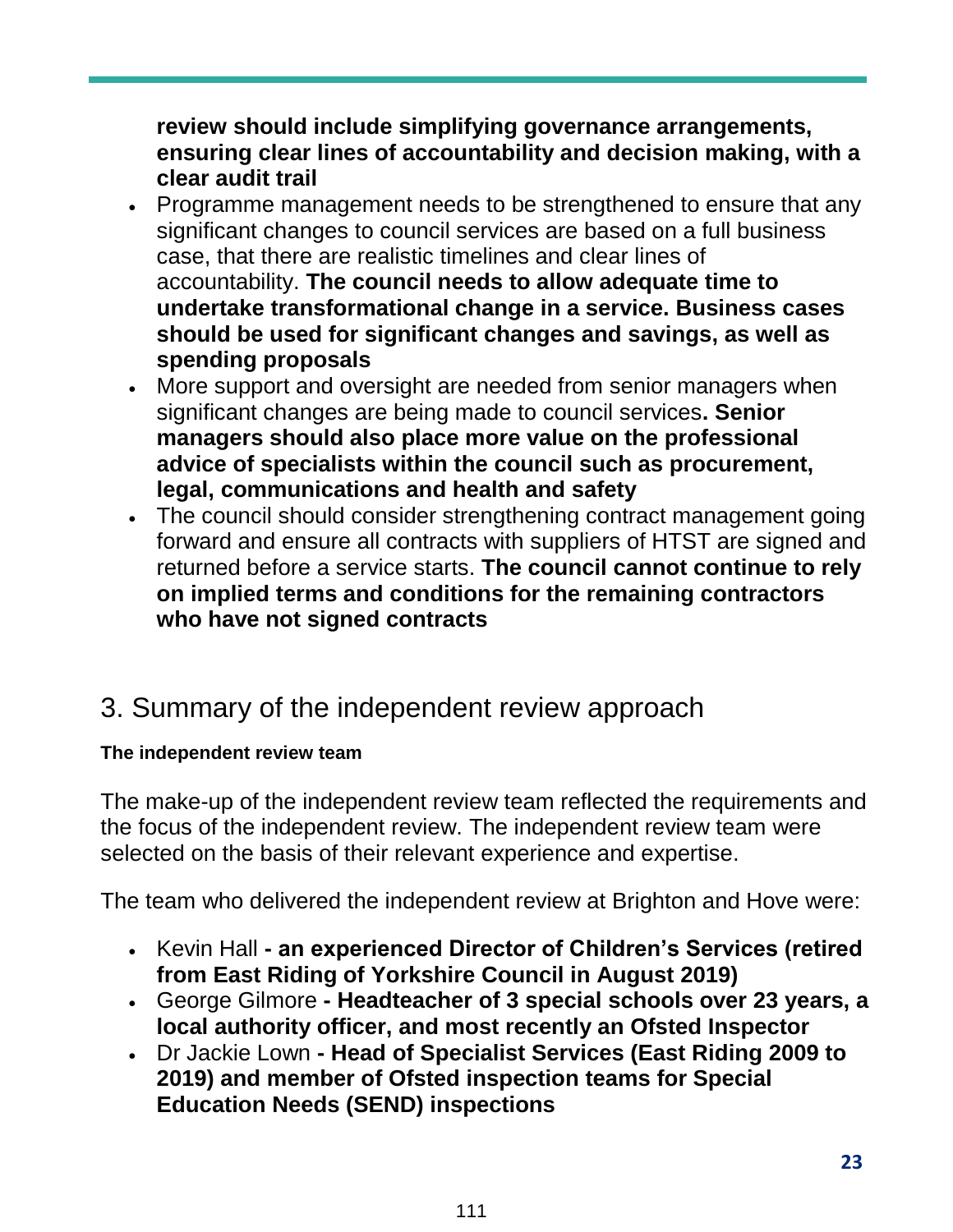**review should include simplifying governance arrangements, ensuring clear lines of accountability and decision making, with a clear audit trail**

- Programme management needs to be strengthened to ensure that any significant changes to council services are based on a full business case, that there are realistic timelines and clear lines of accountability. **The council needs to allow adequate time to undertake transformational change in a service. Business cases should be used for significant changes and savings, as well as spending proposals**
- More support and oversight are needed from senior managers when significant changes are being made to council services**. Senior managers should also place more value on the professional advice of specialists within the council such as procurement, legal, communications and health and safety**
- The council should consider strengthening contract management going forward and ensure all contracts with suppliers of HTST are signed and returned before a service starts. **The council cannot continue to rely on implied terms and conditions for the remaining contractors who have not signed contracts**

## 3. Summary of the independent review approach

**The independent review team**

The make-up of the independent review team reflected the requirements and the focus of the independent review. The independent review team were selected on the basis of their relevant experience and expertise.

The team who delivered the independent review at Brighton and Hove were:

- Kevin Hall **- an experienced Director of Children's Services (retired from East Riding of Yorkshire Council in August 2019)**
- George Gilmore **- Headteacher of 3 special schools over 23 years, a local authority officer, and most recently an Ofsted Inspector**
- Dr Jackie Lown **- Head of Specialist Services (East Riding 2009 to 2019) and member of Ofsted inspection teams for Special Education Needs (SEND) inspections**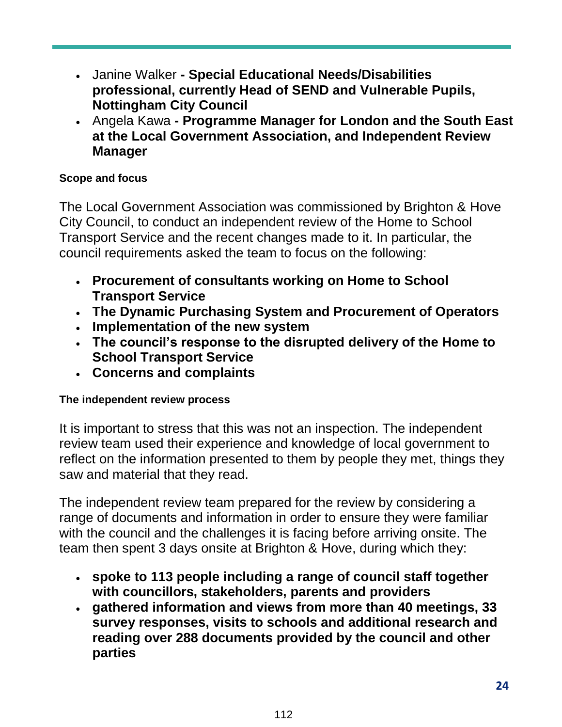- Janine Walker **- Special Educational Needs/Disabilities professional, currently Head of SEND and Vulnerable Pupils, Nottingham City Council**
- Angela Kawa **- Programme Manager for London and the South East at the Local Government Association, and Independent Review Manager**

#### Scope and focus

The Local Government Association was commissioned by Brighton & Hove City Council, to conduct an independent review of the Home to School Transport Service and the recent changes made to it. In particular, the council requirements asked the team to focus on the following:

- **Procurement of consultants working on Home to School Transport Service**
- **The Dynamic Purchasing System and Procurement of Operators**
- **Implementation of the new system**
- **The council's response to the disrupted delivery of the Home to School Transport Service**
- **Concerns and complaints**

#### The independent review process

It is important to stress that this was not an inspection. The independent review team used their experience and knowledge of local government to reflect on the information presented to them by people they met, things they saw and material that they read.

The independent review team prepared for the review by considering a range of documents and information in order to ensure they were familiar with the council and the challenges it is facing before arriving onsite. The team then spent 3 days onsite at Brighton & Hove, during which they:

- **spoke to 113 people including a range of council staff together with councillors, stakeholders, parents and providers**
- **gathered information and views from more than 40 meetings, 33 survey responses, visits to schools and additional research and reading over 288 documents provided by the council and other parties**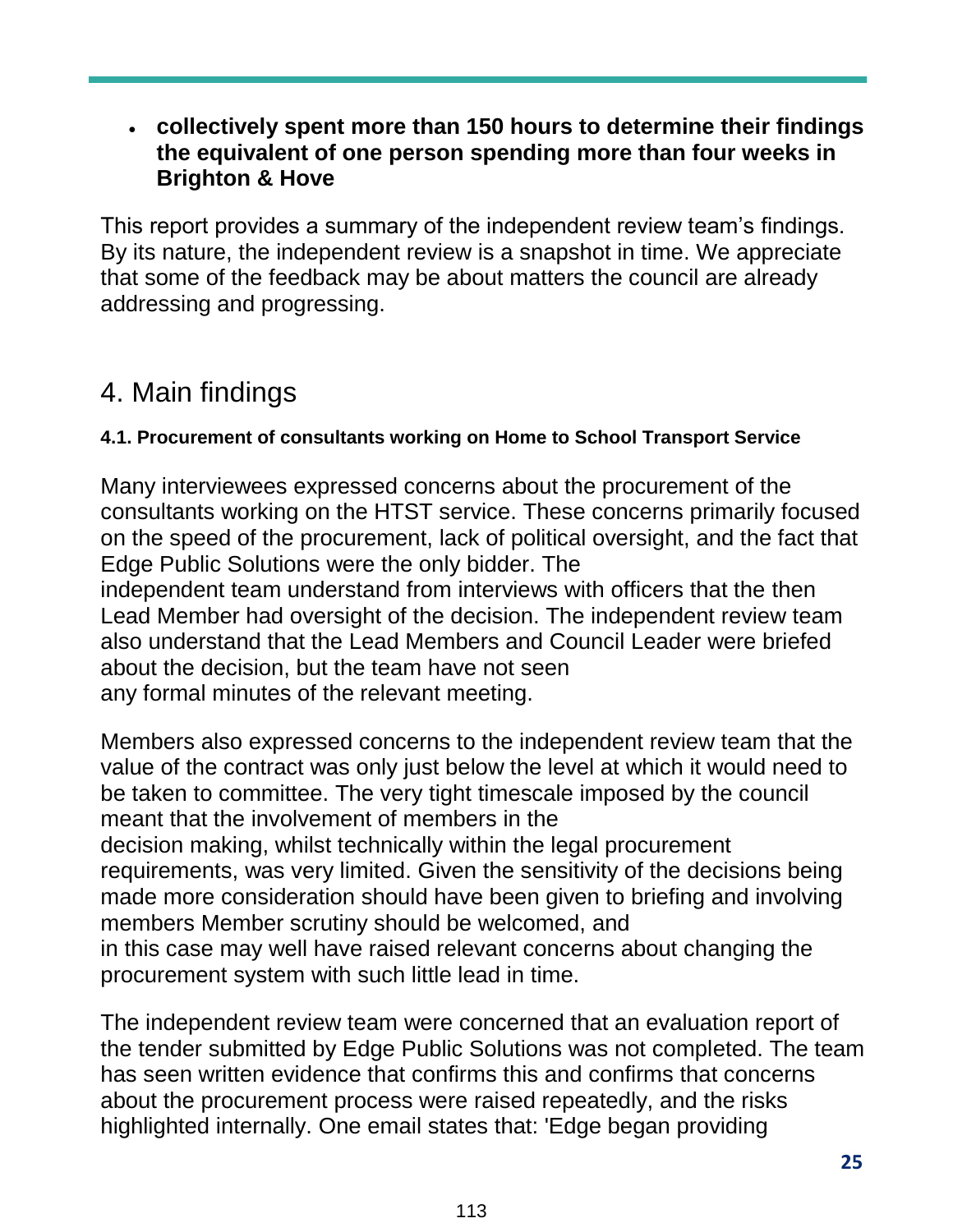- **collectively spent more than 150 hours to determine their findings the equivalent of one person spending more than four weeks in Brighton & Hove**

This report provides a summary of the independent review team's findings. By its nature, the independent review is a snapshot in time. We appreciate that some of the feedback may be about matters the council are already addressing and progressing.

## 4. Main findings

#### 4.1. Procurement of consultants working on Home to School Transport Service

Many interviewees expressed concerns about the procurement of the consultants working on the HTST service. These concerns primarily focused on the speed of the procurement, lack of political oversight, and the fact that Edge Public Solutions were the only bidder. The independent team understand from interviews with officers that the then Lead Member had oversight of the decision. The independent review team also understand that the Lead Members and Council Leader were briefed about the decision, but the team have not seen any formal minutes of the relevant meeting.

Members also expressed concerns to the independent review team that the value of the contract was only just below the level at which it would need to be taken to committee. The very tight timescale imposed by the council meant that the involvement of members in the decision making, whilst technically within the legal procurement requirements, was very limited. Given the sensitivity of the decisions being made more consideration should have been given to briefing and involving members Member scrutiny should be welcomed, and in this case may well have raised relevant concerns about changing the procurement system with such little lead in time.

The independent review team were concerned that an evaluation report of the tender submitted by Edge Public Solutions was not completed. The team has seen written evidence that confirms this and confirms that concerns about the procurement process were raised repeatedly, and the risks highlighted internally. One email states that: 'Edge began providing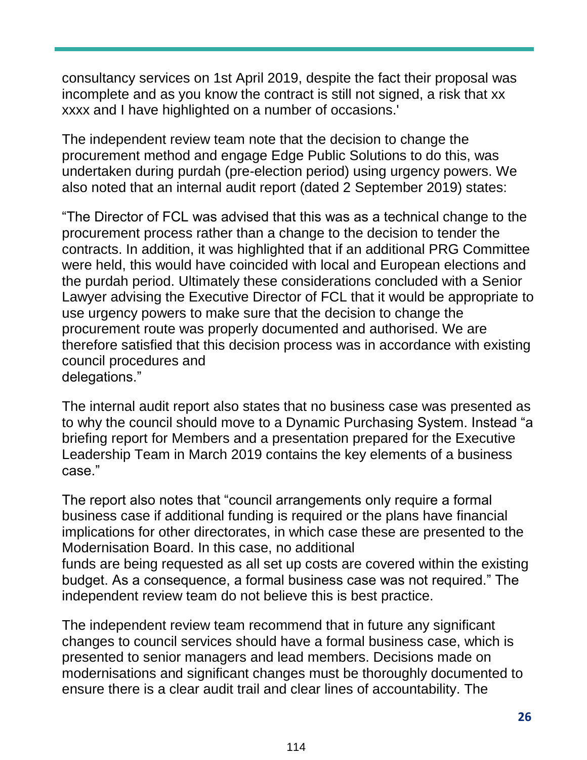consultancy services on 1st April 2019, despite the fact their proposal was incomplete and as you know the contract is still not signed, a risk that xx xxxx and I have highlighted on a number of occasions.'

The independent review team note that the decision to change the procurement method and engage Edge Public Solutions to do this, was undertaken during purdah (pre-election period) using urgency powers. We also noted that an internal audit report (dated 2 September 2019) states:

"The Director of FCL was advised that this was as a technical change to the procurement process rather than a change to the decision to tender the contracts. In addition, it was highlighted that if an additional PRG Committee were held, this would have coincided with local and European elections and the purdah period. Ultimately these considerations concluded with a Senior Lawyer advising the Executive Director of FCL that it would be appropriate to use urgency powers to make sure that the decision to change the procurement route was properly documented and authorised. We are therefore satisfied that this decision process was in accordance with existing council procedures and delegations."

The internal audit report also states that no business case was presented as to why the council should move to a Dynamic Purchasing System. Instead "a briefing report for Members and a presentation prepared for the Executive Leadership Team in March 2019 contains the key elements of a business case."

The report also notes that "council arrangements only require a formal business case if additional funding is required or the plans have financial implications for other directorates, in which case these are presented to the Modernisation Board. In this case, no additional funds are being requested as all set up costs are covered within the existing budget. As a consequence, a formal business case was not required." The independent review team do not believe this is best practice.

The independent review team recommend that in future any significant changes to council services should have a formal business case, which is presented to senior managers and lead members. Decisions made on modernisations and significant changes must be thoroughly documented to ensure there is a clear audit trail and clear lines of accountability. The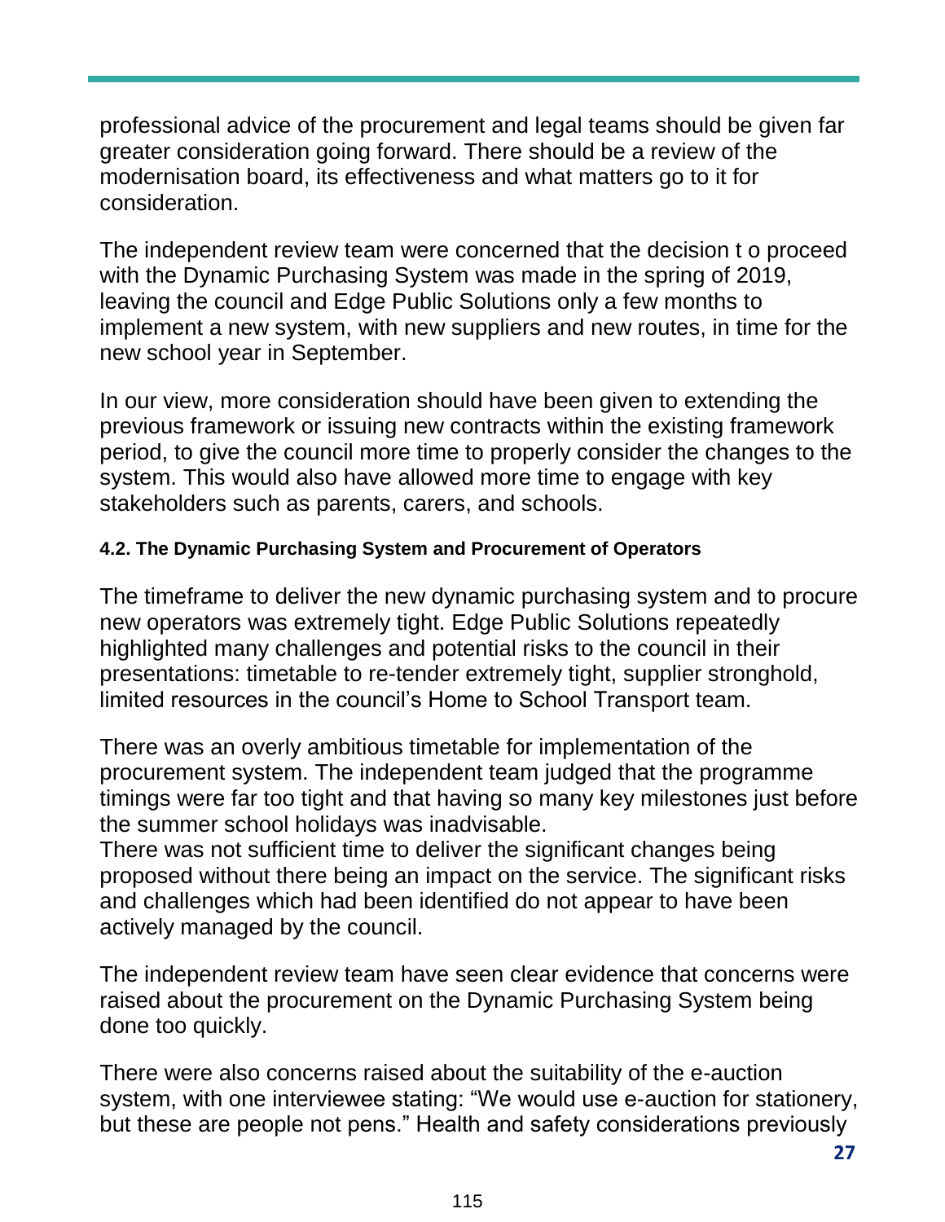professional advice of the procurement and legal teams should be given far greater consideration going forward. There should be a review of the modernisation board, its effectiveness and what matters go to it for consideration.

The independent review team were concerned that the decision t o proceed with the Dynamic Purchasing System was made in the spring of 2019, leaving the council and Edge Public Solutions only a few months to implement a new system, with new suppliers and new routes, in time for the new school year in September.

In our view, more consideration should have been given to extending the previous framework or issuing new contracts within the existing framework period, to give the council more time to properly consider the changes to the system. This would also have allowed more time to engage with key stakeholders such as parents, carers, and schools.

#### 4.2. The Dynamic Purchasing System and Procurement of Operators

The timeframe to deliver the new dynamic purchasing system and to procure new operators was extremely tight. Edge Public Solutions repeatedly highlighted many challenges and potential risks to the council in their presentations: timetable to re-tender extremely tight, supplier stronghold, limited resources in the council's Home to School Transport team.

There was an overly ambitious timetable for implementation of the procurement system. The independent team judged that the programme timings were far too tight and that having so many key milestones just before the summer school holidays was inadvisable.
There was not sufficient time to deliver the significant changes being proposed without there being an impact on the service. The significant risks and challenges which had been identified do not appear to have been actively managed by the council.

The independent review team have seen clear evidence that concerns were raised about the procurement on the Dynamic Purchasing System being done too quickly.

There were also concerns raised about the suitability of the e-auction system, with one interviewee stating: "We would use e-auction for stationery, but these are people not pens." Health and safety considerations previously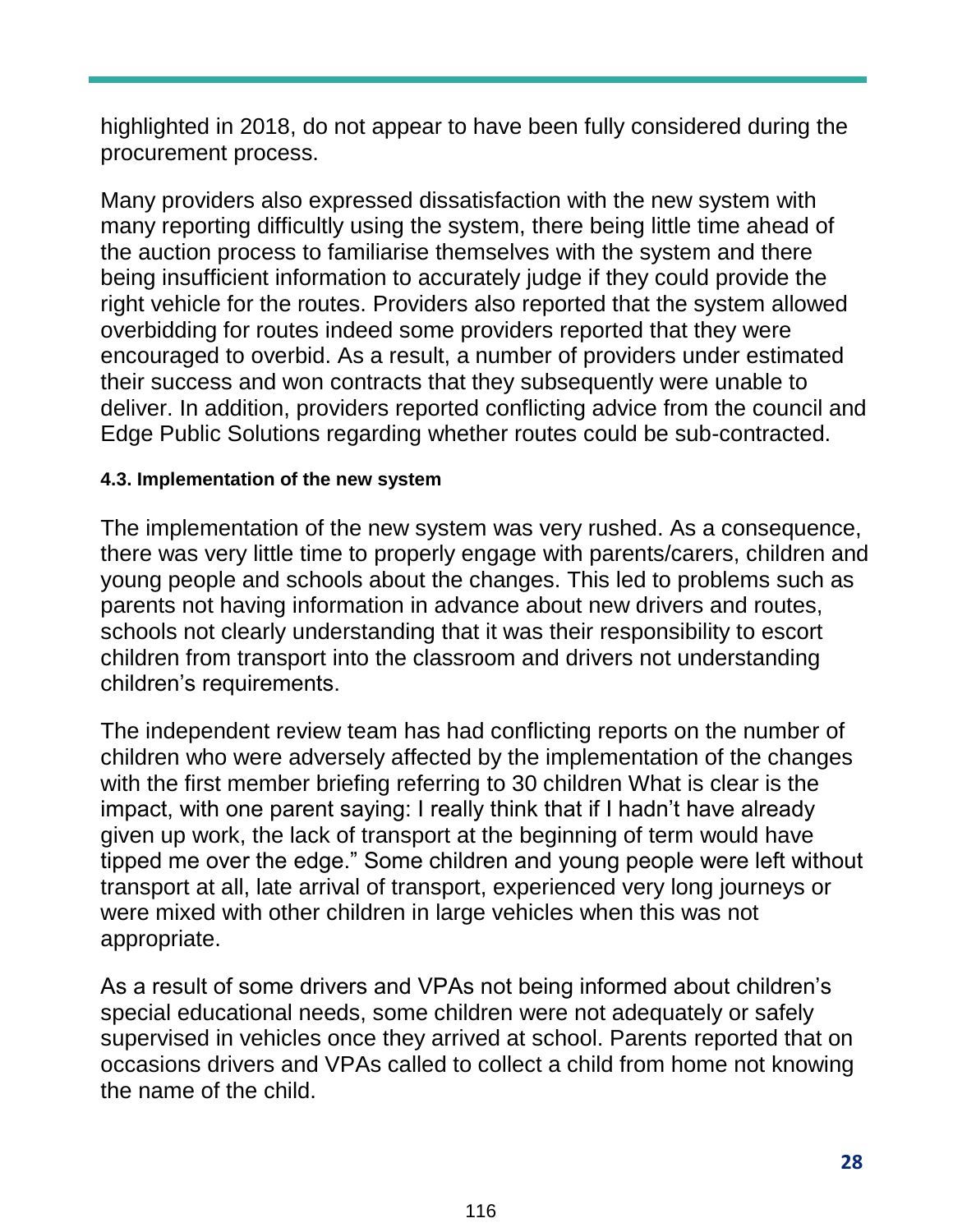highlighted in 2018, do not appear to have been fully considered during the procurement process.

Many providers also expressed dissatisfaction with the new system with many reporting difficultly using the system, there being little time ahead of the auction process to familiarise themselves with the system and there being insufficient information to accurately judge if they could provide the right vehicle for the routes. Providers also reported that the system allowed overbidding for routes indeed some providers reported that they were encouraged to overbid. As a result, a number of providers under estimated their success and won contracts that they subsequently were unable to deliver. In addition, providers reported conflicting advice from the council and Edge Public Solutions regarding whether routes could be sub-contracted.

#### 4.3. Implementation of the new system

The implementation of the new system was very rushed. As a consequence, there was very little time to properly engage with parents/carers, children and young people and schools about the changes. This led to problems such as parents not having information in advance about new drivers and routes, schools not clearly understanding that it was their responsibility to escort children from transport into the classroom and drivers not understanding children's requirements.

The independent review team has had conflicting reports on the number of children who were adversely affected by the implementation of the changes with the first member briefing referring to 30 children What is clear is the impact, with one parent saying: I really think that if I hadn't have already given up work, the lack of transport at the beginning of term would have tipped me over the edge." Some children and young people were left without transport at all, late arrival of transport, experienced very long journeys or were mixed with other children in large vehicles when this was not appropriate.

As a result of some drivers and VPAs not being informed about children's special educational needs, some children were not adequately or safely supervised in vehicles once they arrived at school. Parents reported that on occasions drivers and VPAs called to collect a child from home not knowing the name of the child.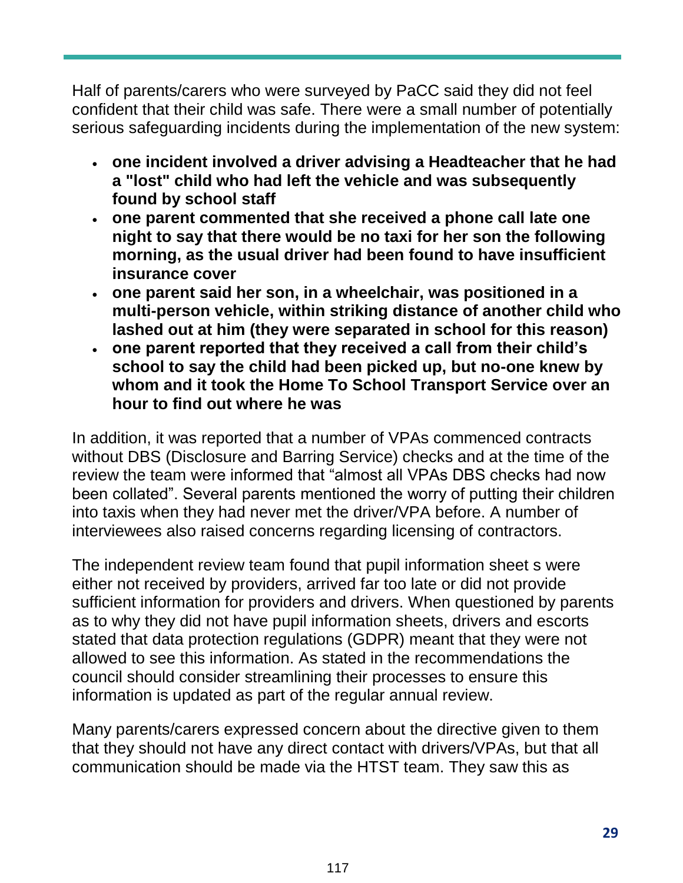Half of parents/carers who were surveyed by PaCC said they did not feel confident that their child was safe. There were a small number of potentially serious safeguarding incidents during the implementation of the new system:

- **one incident involved a driver advising a Headteacher that he had a "lost" child who had left the vehicle and was subsequently found by school staff**
- **one parent commented that she received a phone call late one night to say that there would be no taxi for her son the following morning, as the usual driver had been found to have insufficient insurance cover**
- **one parent said her son, in a wheelchair, was positioned in a multi-person vehicle, within striking distance of another child who lashed out at him (they were separated in school for this reason)**
- **one parent reported that they received a call from their child's school to say the child had been picked up, but no-one knew by whom and it took the Home To School Transport Service over an hour to find out where he was**

In addition, it was reported that a number of VPAs commenced contracts without DBS (Disclosure and Barring Service) checks and at the time of the review the team were informed that "almost all VPAs DBS checks had now been collated". Several parents mentioned the worry of putting their children into taxis when they had never met the driver/VPA before. A number of interviewees also raised concerns regarding licensing of contractors.

The independent review team found that pupil information sheet s were either not received by providers, arrived far too late or did not provide sufficient information for providers and drivers. When questioned by parents as to why they did not have pupil information sheets, drivers and escorts stated that data protection regulations (GDPR) meant that they were not allowed to see this information. As stated in the recommendations the council should consider streamlining their processes to ensure this information is updated as part of the regular annual review.

Many parents/carers expressed concern about the directive given to them that they should not have any direct contact with drivers/VPAs, but that all communication should be made via the HTST team. They saw this as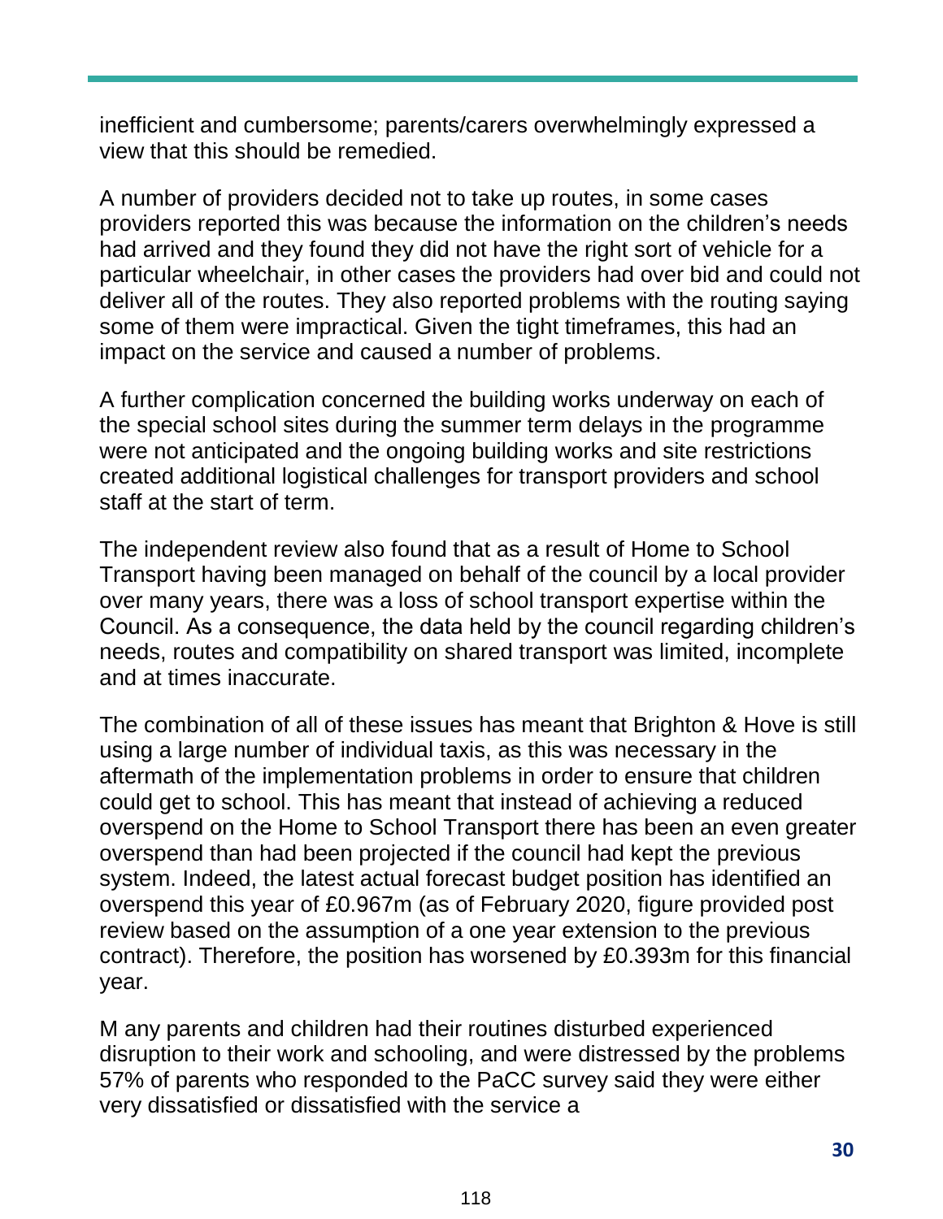inefficient and cumbersome; parents/carers overwhelmingly expressed a view that this should be remedied.

A number of providers decided not to take up routes, in some cases providers reported this was because the information on the children's needs had arrived and they found they did not have the right sort of vehicle for a particular wheelchair, in other cases the providers had over bid and could not deliver all of the routes. They also reported problems with the routing saying some of them were impractical. Given the tight timeframes, this had an impact on the service and caused a number of problems.

A further complication concerned the building works underway on each of the special school sites during the summer term delays in the programme were not anticipated and the ongoing building works and site restrictions created additional logistical challenges for transport providers and school staff at the start of term.

The independent review also found that as a result of Home to School Transport having been managed on behalf of the council by a local provider over many years, there was a loss of school transport expertise within the Council. As a consequence, the data held by the council regarding children's needs, routes and compatibility on shared transport was limited, incomplete and at times inaccurate.

The combination of all of these issues has meant that Brighton & Hove is still using a large number of individual taxis, as this was necessary in the aftermath of the implementation problems in order to ensure that children could get to school. This has meant that instead of achieving a reduced overspend on the Home to School Transport there has been an even greater overspend than had been projected if the council had kept the previous system. Indeed, the latest actual forecast budget position has identified an overspend this year of £0.967m (as of February 2020, figure provided post review based on the assumption of a one year extension to the previous contract). Therefore, the position has worsened by £0.393m for this financial year.

M any parents and children had their routines disturbed experienced disruption to their work and schooling, and were distressed by the problems 57% of parents who responded to the PaCC survey said they were either very dissatisfied or dissatisfied with the service a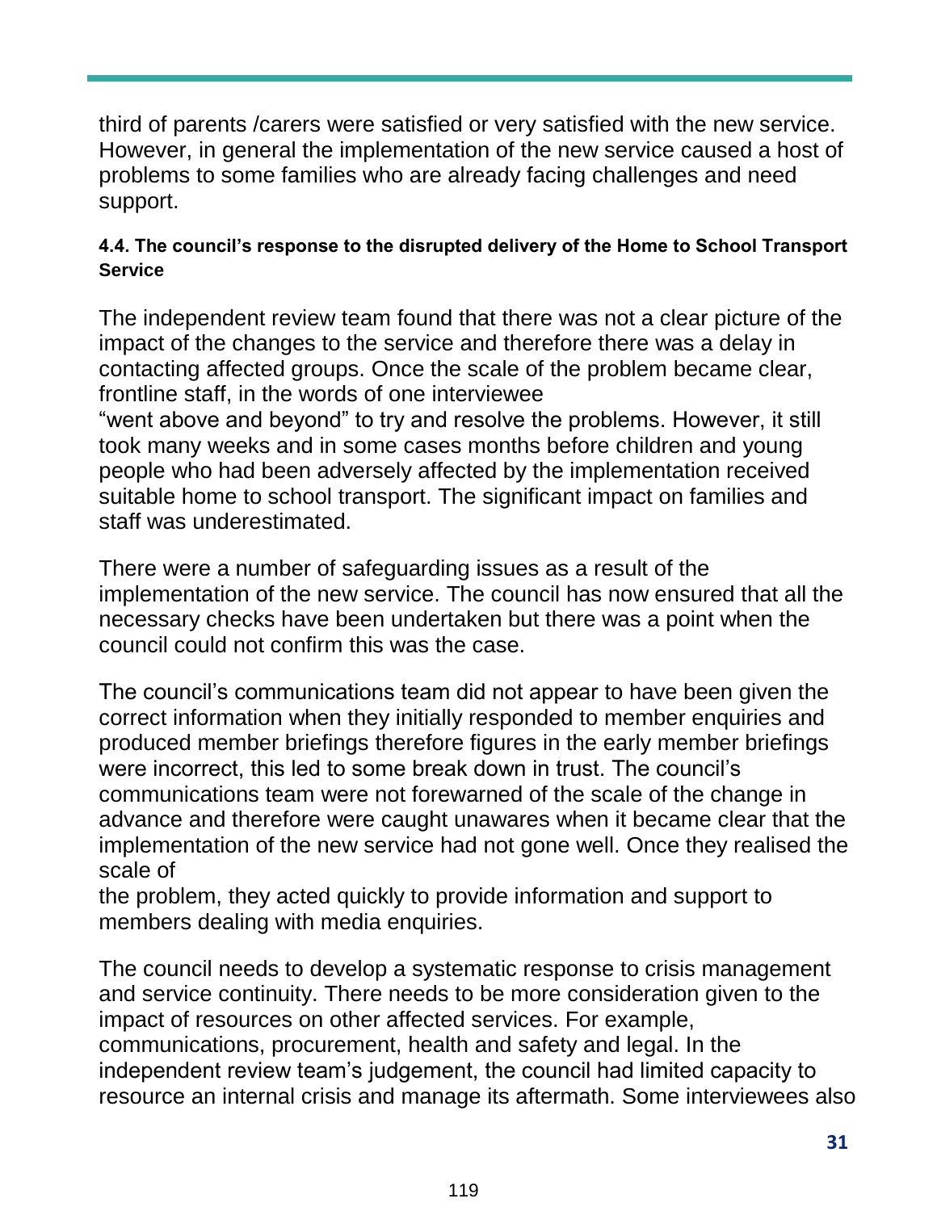third of parents /carers were satisfied or very satisfied with the new service. However, in general the implementation of the new service caused a host of problems to some families who are already facing challenges and need support.

#### 4.4. The council's response to the disrupted delivery of the Home to School Transport Service

The independent review team found that there was not a clear picture of the impact of the changes to the service and therefore there was a delay in contacting affected groups. Once the scale of the problem became clear, frontline staff, in the words of one interviewee "went above and beyond" to try and resolve the problems. However, it still took many weeks and in some cases months before children and young people who had been adversely affected by the implementation received suitable home to school transport. The significant impact on families and staff was underestimated.

There were a number of safeguarding issues as a result of the implementation of the new service. The council has now ensured that all the necessary checks have been undertaken but there was a point when the council could not confirm this was the case.

The council's communications team did not appear to have been given the correct information when they initially responded to member enquiries and produced member briefings therefore figures in the early member briefings were incorrect, this led to some break down in trust. The council's communications team were not forewarned of the scale of the change in advance and therefore were caught unawares when it became clear that the implementation of the new service had not gone well. Once they realised the scale of the problem, they acted quickly to provide information and support to members dealing with media enquiries.

The council needs to develop a systematic response to crisis management and service continuity. There needs to be more consideration given to the impact of resources on other affected services. For example, communications, procurement, health and safety and legal. In the independent review team's judgement, the council had limited capacity to resource an internal crisis and manage its aftermath. Some interviewees also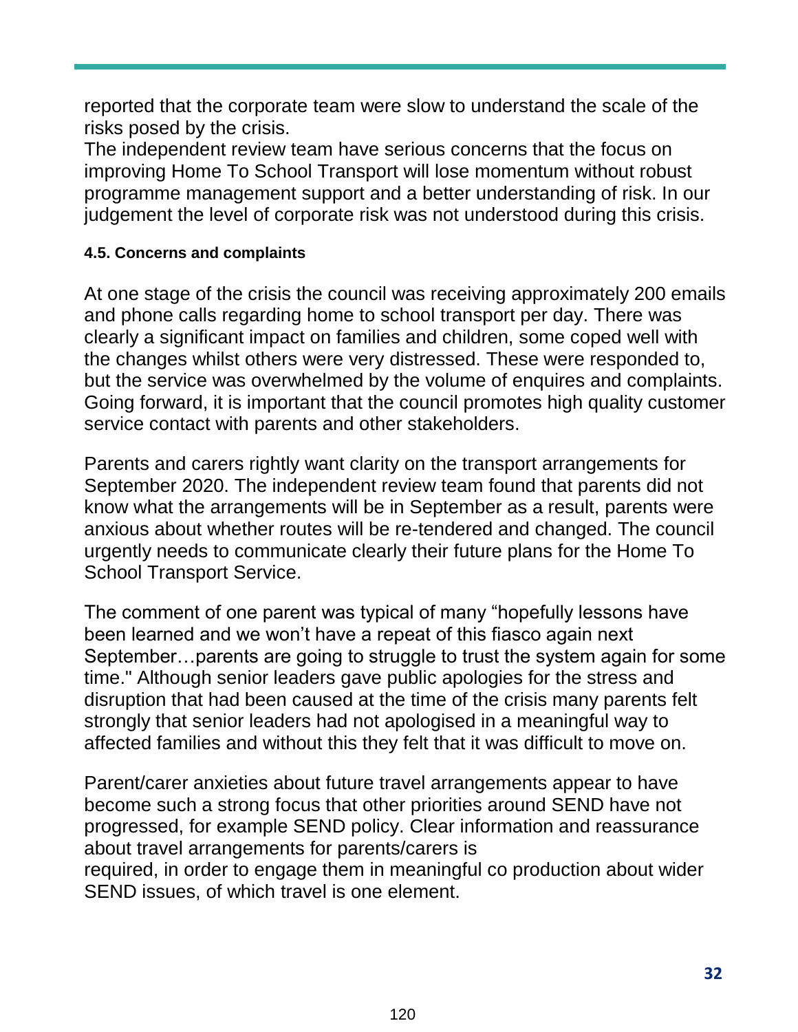reported that the corporate team were slow to understand the scale of the risks posed by the crisis.

The independent review team have serious concerns that the focus on improving Home To School Transport will lose momentum without robust programme management support and a better understanding of risk. In our judgement the level of corporate risk was not understood during this crisis.

#### 4.5. Concerns and complaints

At one stage of the crisis the council was receiving approximately 200 emails and phone calls regarding home to school transport per day. There was clearly a significant impact on families and children, some coped well with the changes whilst others were very distressed. These were responded to, but the service was overwhelmed by the volume of enquires and complaints. Going forward, it is important that the council promotes high quality customer service contact with parents and other stakeholders.

Parents and carers rightly want clarity on the transport arrangements for September 2020. The independent review team found that parents did not know what the arrangements will be in September as a result, parents were anxious about whether routes will be re-tendered and changed. The council urgently needs to communicate clearly their future plans for the Home To School Transport Service.

The comment of one parent was typical of many “hopefully lessons have been learned and we won’t have a repeat of this fiasco again next September…parents are going to struggle to trust the system again for some time." Although senior leaders gave public apologies for the stress and disruption that had been caused at the time of the crisis many parents felt strongly that senior leaders had not apologised in a meaningful way to affected families and without this they felt that it was difficult to move on.

Parent/carer anxieties about future travel arrangements appear to have become such a strong focus that other priorities around SEND have not progressed, for example SEND policy. Clear information and reassurance about travel arrangements for parents/carers is required, in order to engage them in meaningful co production about wider SEND issues, of which travel is one element.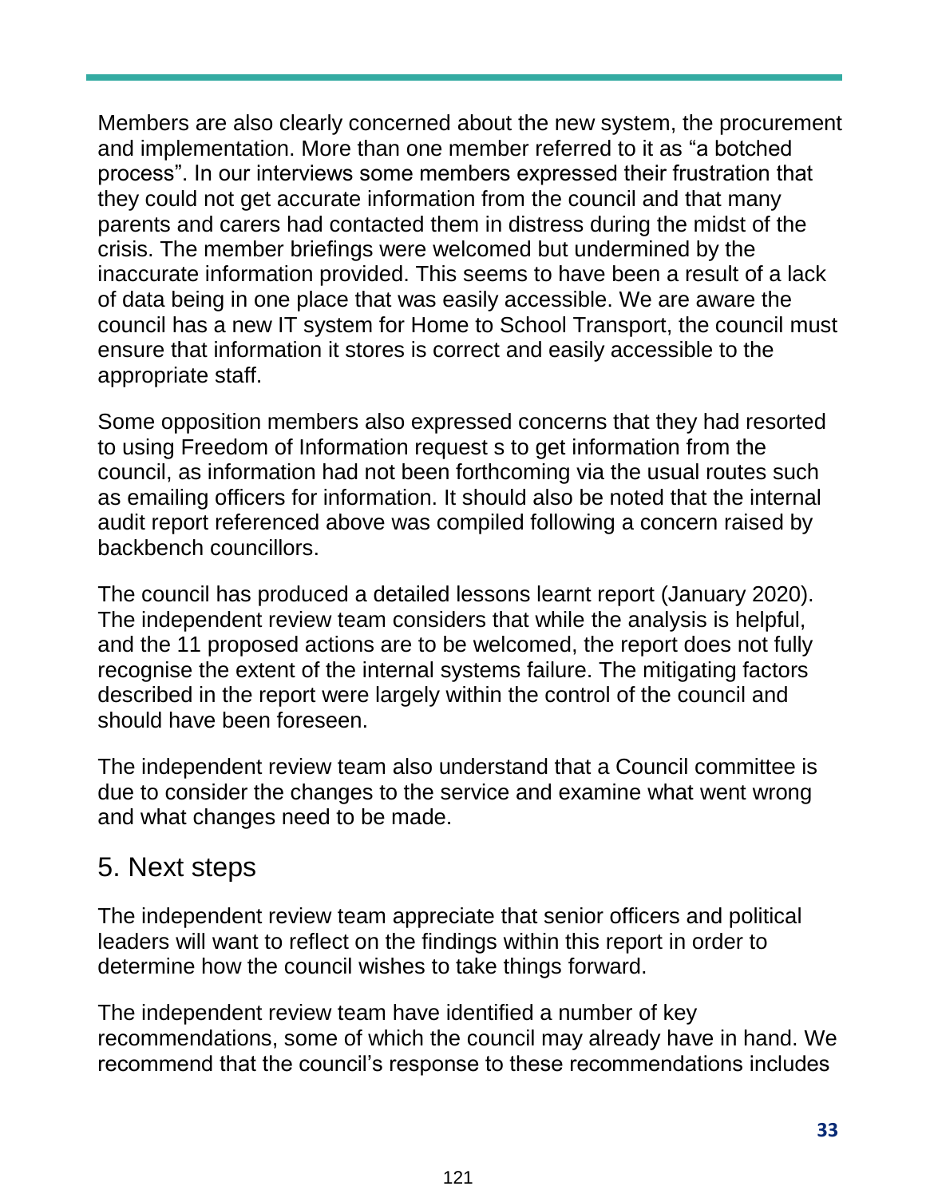Members are also clearly concerned about the new system, the procurement and implementation. More than one member referred to it as "a botched process". In our interviews some members expressed their frustration that they could not get accurate information from the council and that many parents and carers had contacted them in distress during the midst of the crisis. The member briefings were welcomed but undermined by the inaccurate information provided. This seems to have been a result of a lack of data being in one place that was easily accessible. We are aware the council has a new IT system for Home to School Transport, the council must ensure that information it stores is correct and easily accessible to the appropriate staff.

Some opposition members also expressed concerns that they had resorted to using Freedom of Information request s to get information from the council, as information had not been forthcoming via the usual routes such as emailing officers for information. It should also be noted that the internal audit report referenced above was compiled following a concern raised by backbench councillors.

The council has produced a detailed lessons learnt report (January 2020). The independent review team considers that while the analysis is helpful, and the 11 proposed actions are to be welcomed, the report does not fully recognise the extent of the internal systems failure. The mitigating factors described in the report were largely within the control of the council and should have been foreseen.

The independent review team also understand that a Council committee is due to consider the changes to the service and examine what went wrong and what changes need to be made.

## 5. Next steps

The independent review team appreciate that senior officers and political leaders will want to reflect on the findings within this report in order to determine how the council wishes to take things forward.

The independent review team have identified a number of key recommendations, some of which the council may already have in hand. We recommend that the council's response to these recommendations includes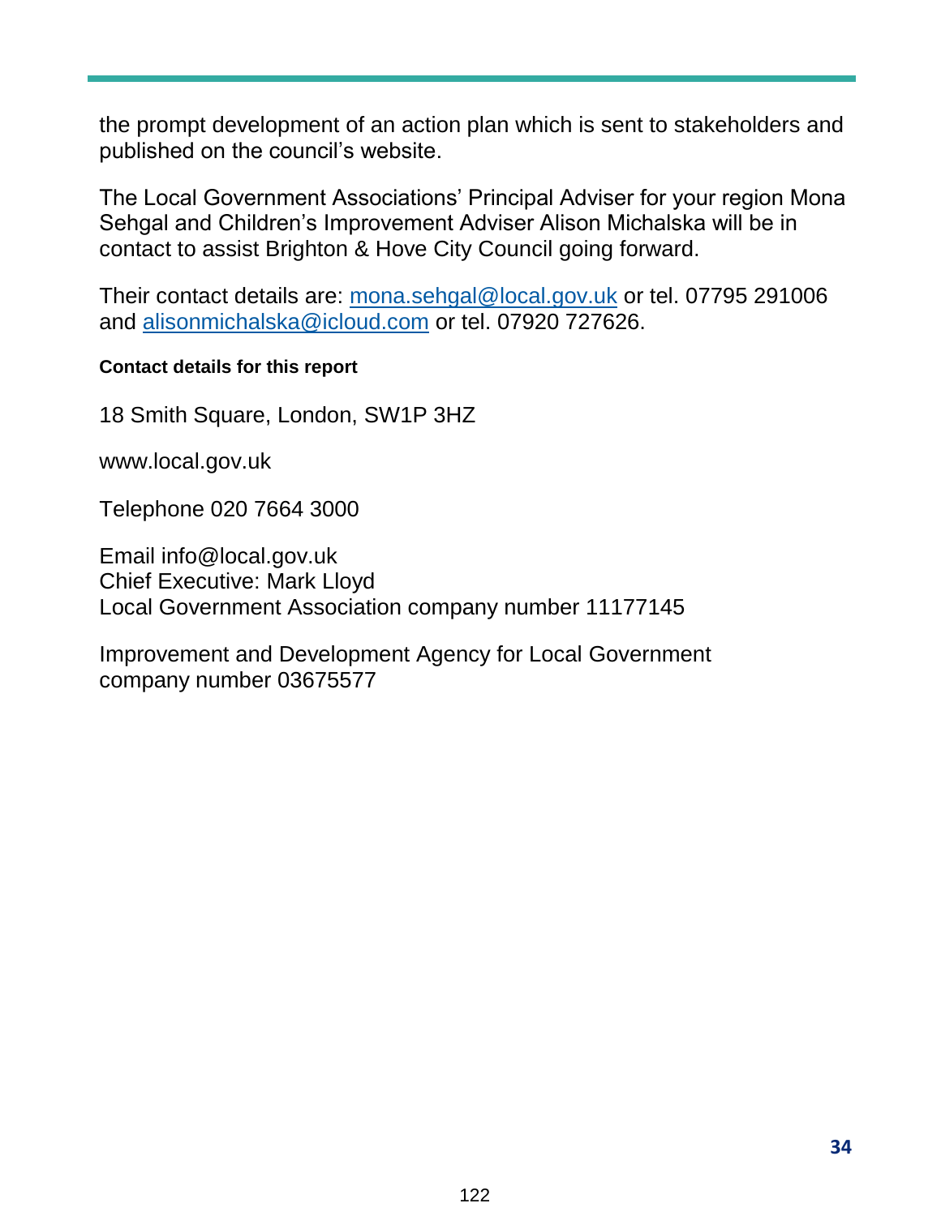the prompt development of an action plan which is sent to stakeholders and published on the council's website.

The Local Government Associations' Principal Adviser for your region Mona Sehgal and Children's Improvement Adviser Alison Michalska will be in contact to assist Brighton & Hove City Council going forward.

Their contact details are: [mona.sehgal@local.gov.uk](mailto:mona.sehgal@local.gov.uk) or tel. 07795 291006 and [alisonmichalska@icloud.com](mailto:alisonmichalska@icloud.com) or tel. 07920 727626.

**Contact details for this report**

18 Smith Square, London, SW1P 3HZ

www.local.gov.uk

Telephone 020 7664 3000

Email info@local.gov.uk
Chief Executive: Mark Lloyd
Local Government Association company number 11177145

Improvement and Development Agency for Local Government company number 03675577